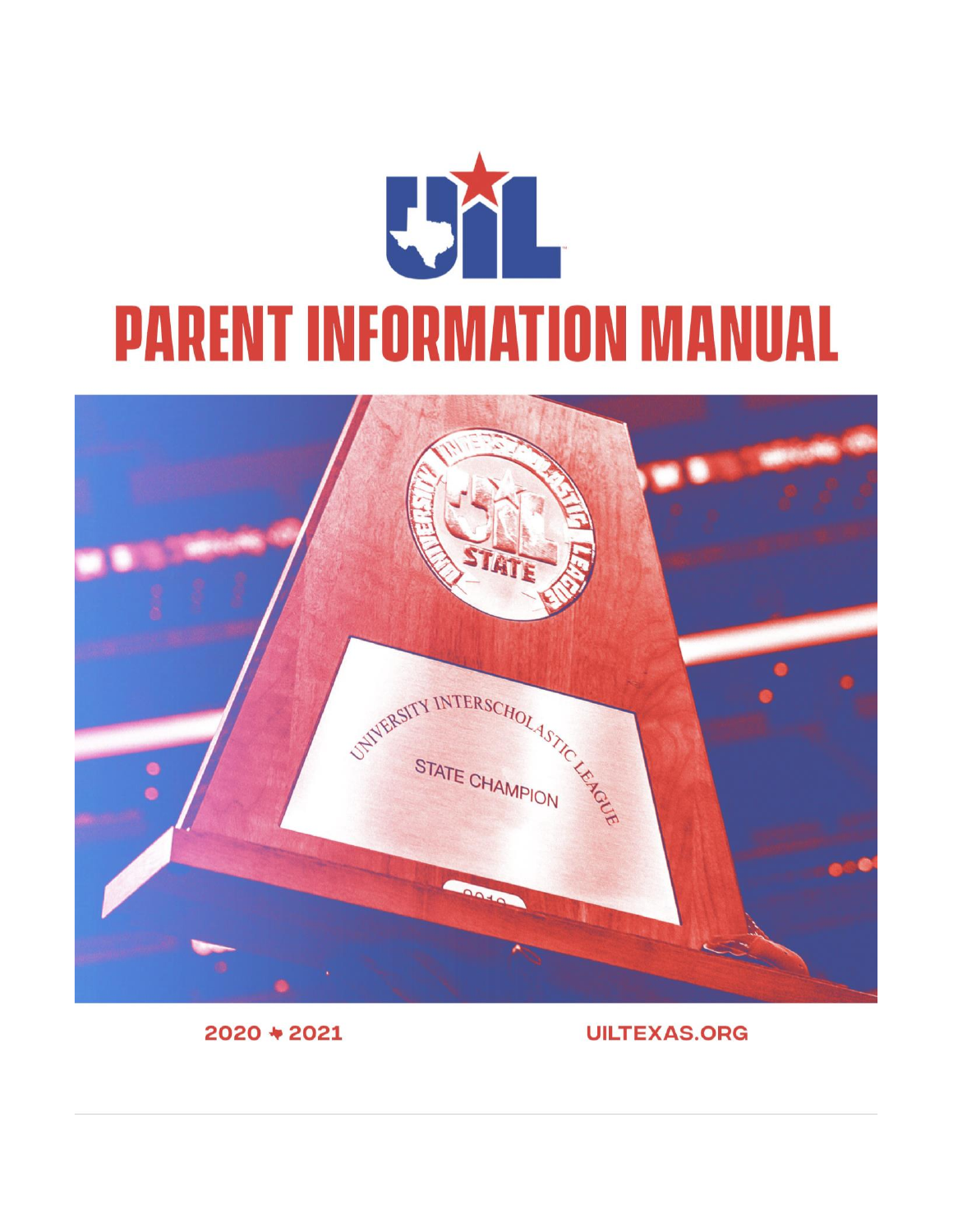# PARENT INFORMATION MANUAL

2020 ★ 2021

UILTEXAS.ORG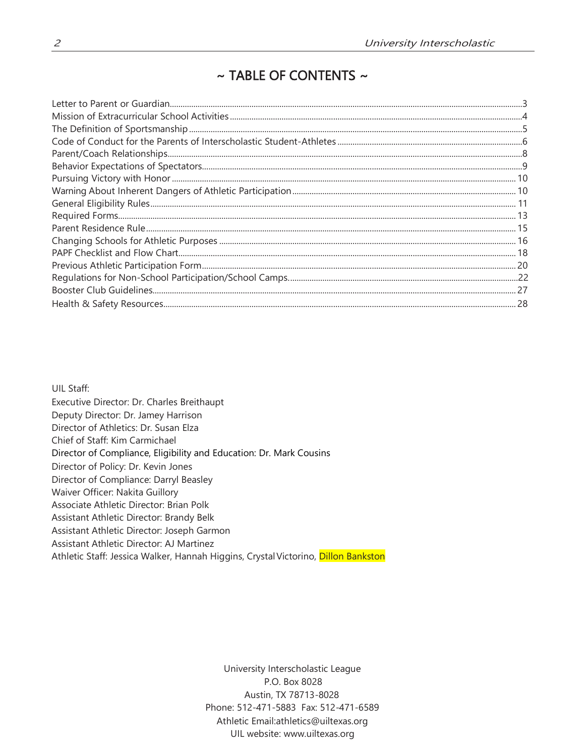# ~ TABLE OF CONTENTS ~

| | |
|---|---|
| Letter to Parent or Guardian | 3 |
| Mission of Extracurricular School Activities | 4 |
| The Definition of Sportsmanship | 5 |
| Code of Conduct for the Parents of Interscholastic Student-Athletes | 6 |
| Parent/Coach Relationships | 8 |
| Behavior Expectations of Spectators | 9 |
| Pursuing Victory with Honor | 10 |
| Warning About Inherent Dangers of Athletic Participation | 10 |
| General Eligibility Rules | 11 |
| Required Forms | 13 |
| Parent Residence Rule | 15 |
| Changing Schools for Athletic Purposes | 16 |
| PAPF Checklist and Flow Chart | 18 |
| Previous Athletic Participation Form | 20 |
| Regulations for Non-School Participation/School Camps | 22 |
| Booster Club Guidelines | 27 |
| Health & Safety Resources | 28 |

UIL Staff:
Executive Director: Dr. Charles Breithaupt
Deputy Director: Dr. Jamey Harrison
Director of Athletics: Dr. Susan Elza
Chief of Staff: Kim Carmichael
Director of Compliance, Eligibility and Education: Dr. Mark Cousins
Director of Policy: Dr. Kevin Jones
Director of Compliance: Darryl Beasley
Waiver Officer: Nakita Guillory
Associate Athletic Director: Brian Polk
Assistant Athletic Director: Brandy Belk
Assistant Athletic Director: Joseph Garmon
Assistant Athletic Director: AJ Martinez
Athletic Staff: Jessica Walker, Hannah Higgins, Crystal Victorino, Dillon Bankston

University Interscholastic League
P.O. Box 8028
Austin, TX 78713-8028
Phone: 512-471-5883 Fax: 512-471-6589
Athletic Email:athletics@uiltexas.org
UIL website: www.uiltexas.org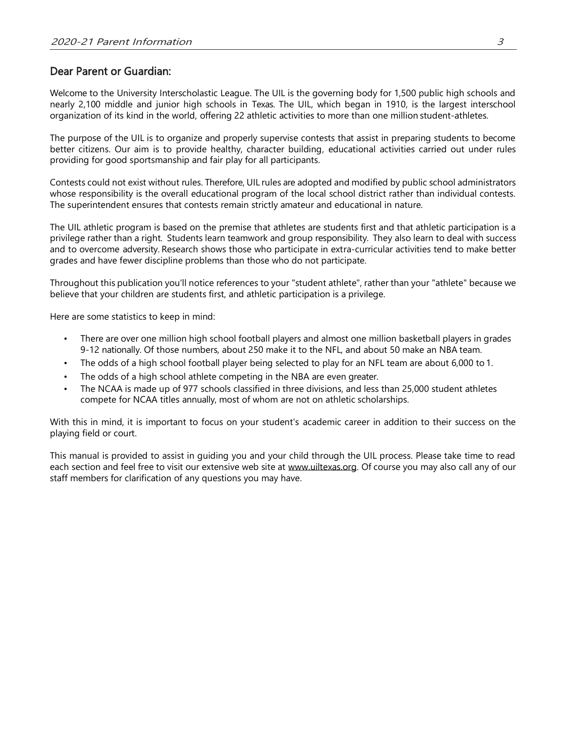## Dear Parent or Guardian:

Welcome to the University Interscholastic League. The UIL is the governing body for 1,500 public high schools and nearly 2,100 middle and junior high schools in Texas. The UIL, which began in 1910, is the largest interschool organization of its kind in the world, offering 22 athletic activities to more than one million student-athletes.

The purpose of the UIL is to organize and properly supervise contests that assist in preparing students to become better citizens. Our aim is to provide healthy, character building, educational activities carried out under rules providing for good sportsmanship and fair play for all participants.

Contests could not exist without rules. Therefore, UIL rules are adopted and modified by public school administrators whose responsibility is the overall educational program of the local school district rather than individual contests. The superintendent ensures that contests remain strictly amateur and educational in nature.

The UIL athletic program is based on the premise that athletes are students first and that athletic participation is a privilege rather than a right. Students learn teamwork and group responsibility. They also learn to deal with success and to overcome adversity. Research shows those who participate in extra-curricular activities tend to make better grades and have fewer discipline problems than those who do not participate.

Throughout this publication you'll notice references to your "student athlete", rather than your "athlete" because we believe that your children are students first, and athletic participation is a privilege.

Here are some statistics to keep in mind:

- There are over one million high school football players and almost one million basketball players in grades 9-12 nationally. Of those numbers, about 250 make it to the NFL, and about 50 make an NBA team.
- The odds of a high school football player being selected to play for an NFL team are about 6,000 to 1.
- The odds of a high school athlete competing in the NBA are even greater.
- The NCAA is made up of 977 schools classified in three divisions, and less than 25,000 student athletes compete for NCAA titles annually, most of whom are not on athletic scholarships.

With this in mind, it is important to focus on your student's academic career in addition to their success on the playing field or court.

This manual is provided to assist in guiding you and your child through the UIL process. Please take time to read each section and feel free to visit our extensive web site at www.uiltexas.org. Of course you may also call any of our staff members for clarification of any questions you may have.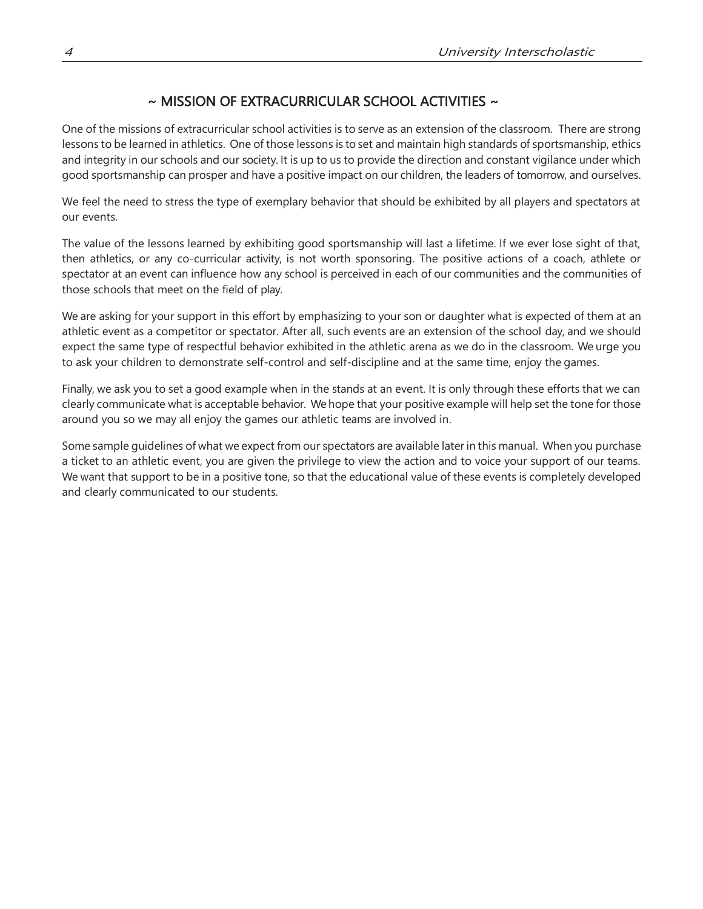## ~ MISSION OF EXTRACURRICULAR SCHOOL ACTIVITIES ~

One of the missions of extracurricular school activities is to serve as an extension of the classroom. There are strong lessons to be learned in athletics. One of those lessons is to set and maintain high standards of sportsmanship, ethics and integrity in our schools and our society. It is up to us to provide the direction and constant vigilance under which good sportsmanship can prosper and have a positive impact on our children, the leaders of tomorrow, and ourselves.

We feel the need to stress the type of exemplary behavior that should be exhibited by all players and spectators at our events.

The value of the lessons learned by exhibiting good sportsmanship will last a lifetime. If we ever lose sight of that, then athletics, or any co-curricular activity, is not worth sponsoring. The positive actions of a coach, athlete or spectator at an event can influence how any school is perceived in each of our communities and the communities of those schools that meet on the field of play.

We are asking for your support in this effort by emphasizing to your son or daughter what is expected of them at an athletic event as a competitor or spectator. After all, such events are an extension of the school day, and we should expect the same type of respectful behavior exhibited in the athletic arena as we do in the classroom. We urge you to ask your children to demonstrate self-control and self-discipline and at the same time, enjoy the games.

Finally, we ask you to set a good example when in the stands at an event. It is only through these efforts that we can clearly communicate what is acceptable behavior. We hope that your positive example will help set the tone for those around you so we may all enjoy the games our athletic teams are involved in.

Some sample guidelines of what we expect from our spectators are available later in this manual. When you purchase a ticket to an athletic event, you are given the privilege to view the action and to voice your support of our teams. We want that support to be in a positive tone, so that the educational value of these events is completely developed and clearly communicated to our students.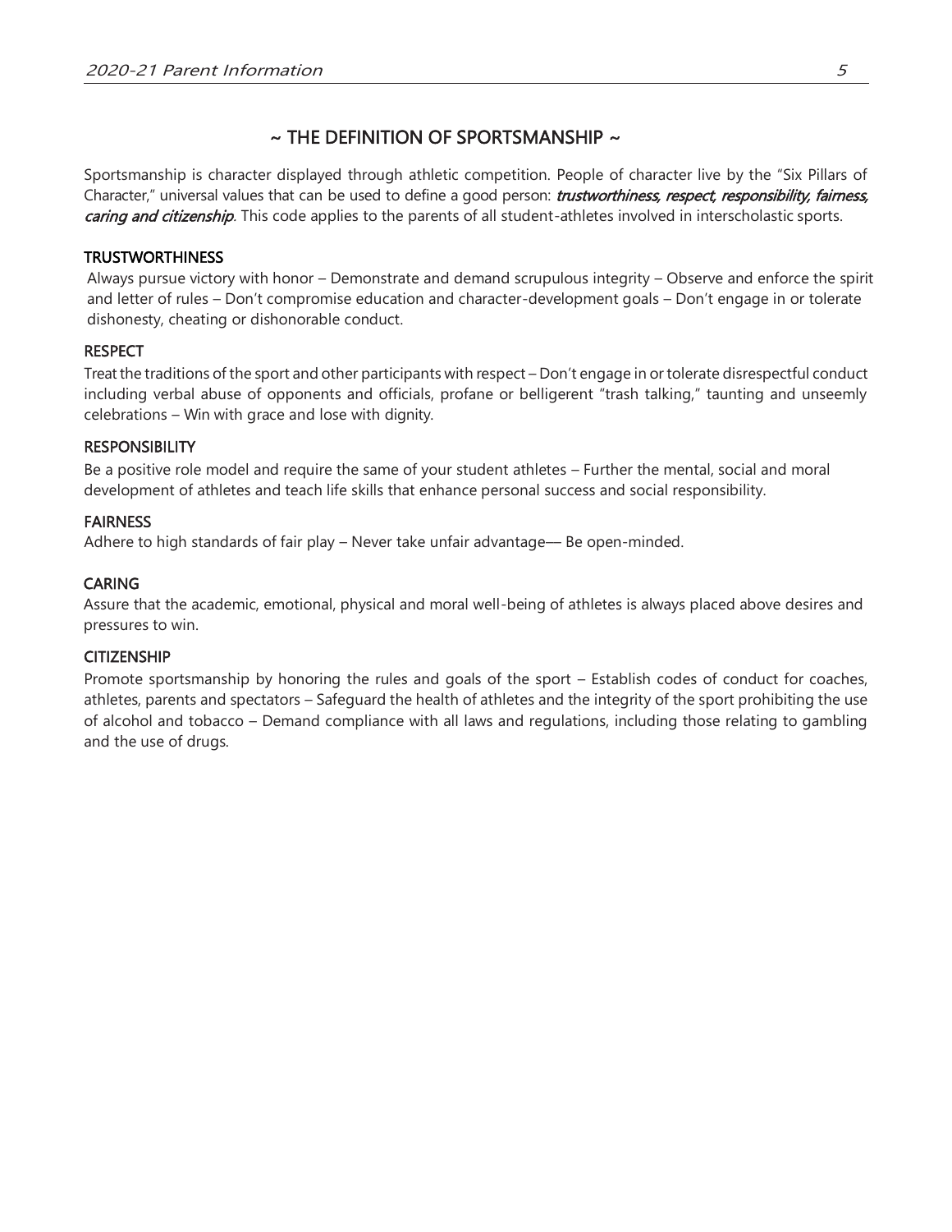## ~ THE DEFINITION OF SPORTSMANSHIP ~

Sportsmanship is character displayed through athletic competition. People of character live by the "Six Pillars of Character," universal values that can be used to define a good person: ***trustworthiness, respect, responsibility, fairness, caring and citizenship***. This code applies to the parents of all student-athletes involved in interscholastic sports.

### TRUSTWORTHINESS

Always pursue victory with honor – Demonstrate and demand scrupulous integrity – Observe and enforce the spirit and letter of rules – Don't compromise education and character-development goals – Don't engage in or tolerate dishonesty, cheating or dishonorable conduct.

### RESPECT

Treat the traditions of the sport and other participants with respect – Don't engage in or tolerate disrespectful conduct including verbal abuse of opponents and officials, profane or belligerent "trash talking," taunting and unseemly celebrations – Win with grace and lose with dignity.

### RESPONSIBILITY

Be a positive role model and require the same of your student athletes – Further the mental, social and moral development of athletes and teach life skills that enhance personal success and social responsibility.

### FAIRNESS

Adhere to high standards of fair play – Never take unfair advantage— Be open-minded.

### CARING

Assure that the academic, emotional, physical and moral well-being of athletes is always placed above desires and pressures to win.

### CITIZENSHIP

Promote sportsmanship by honoring the rules and goals of the sport – Establish codes of conduct for coaches, athletes, parents and spectators – Safeguard the health of athletes and the integrity of the sport prohibiting the use of alcohol and tobacco – Demand compliance with all laws and regulations, including those relating to gambling and the use of drugs.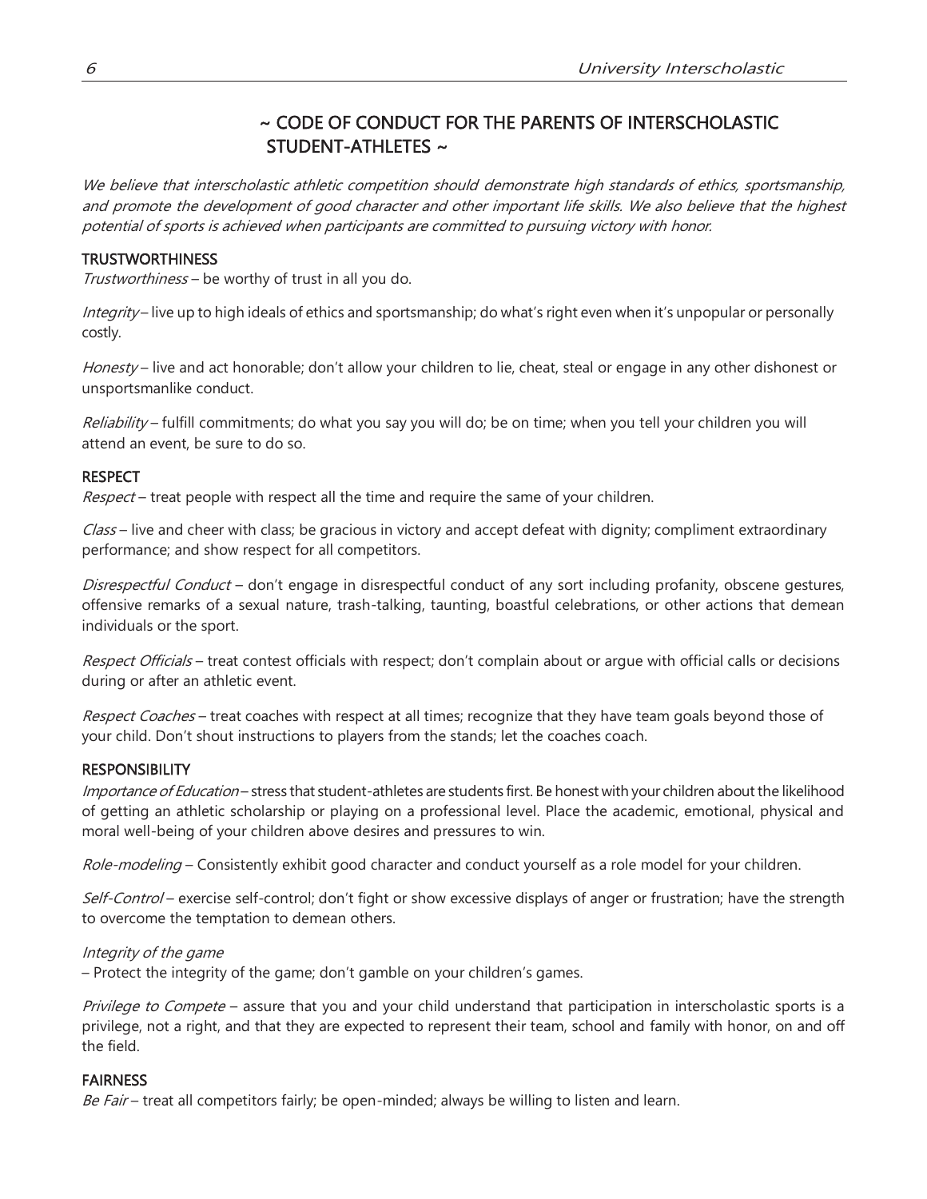# ~ CODE OF CONDUCT FOR THE PARENTS OF INTERSCHOLASTIC STUDENT-ATHLETES ~

*We believe that interscholastic athletic competition should demonstrate high standards of ethics, sportsmanship, and promote the development of good character and other important life skills. We also believe that the highest potential of sports is achieved when participants are committed to pursuing victory with honor.*

## TRUSTWORTHINESS

*Trustworthiness* – be worthy of trust in all you do.

*Integrity* – live up to high ideals of ethics and sportsmanship; do what's right even when it's unpopular or personally costly.

*Honesty* – live and act honorable; don't allow your children to lie, cheat, steal or engage in any other dishonest or unsportsmanlike conduct.

*Reliability* – fulfill commitments; do what you say you will do; be on time; when you tell your children you will attend an event, be sure to do so.

## RESPECT

*Respect* – treat people with respect all the time and require the same of your children.

*Class* – live and cheer with class; be gracious in victory and accept defeat with dignity; compliment extraordinary performance; and show respect for all competitors.

*Disrespectful Conduct* – don't engage in disrespectful conduct of any sort including profanity, obscene gestures, offensive remarks of a sexual nature, trash-talking, taunting, boastful celebrations, or other actions that demean individuals or the sport.

*Respect Officials* – treat contest officials with respect; don't complain about or argue with official calls or decisions during or after an athletic event.

*Respect Coaches* – treat coaches with respect at all times; recognize that they have team goals beyond those of your child. Don't shout instructions to players from the stands; let the coaches coach.

## RESPONSIBILITY

*Importance of Education* – stress that student-athletes are students first. Be honest with your children about the likelihood of getting an athletic scholarship or playing on a professional level. Place the academic, emotional, physical and moral well-being of your children above desires and pressures to win.

*Role-modeling* – Consistently exhibit good character and conduct yourself as a role model for your children.

*Self-Control* – exercise self-control; don't fight or show excessive displays of anger or frustration; have the strength to overcome the temptation to demean others.

*Integrity of the game*

– Protect the integrity of the game; don't gamble on your children's games.

*Privilege to Compete* – assure that you and your child understand that participation in interscholastic sports is a privilege, not a right, and that they are expected to represent their team, school and family with honor, on and off the field.

## FAIRNESS

*Be Fair* – treat all competitors fairly; be open-minded; always be willing to listen and learn.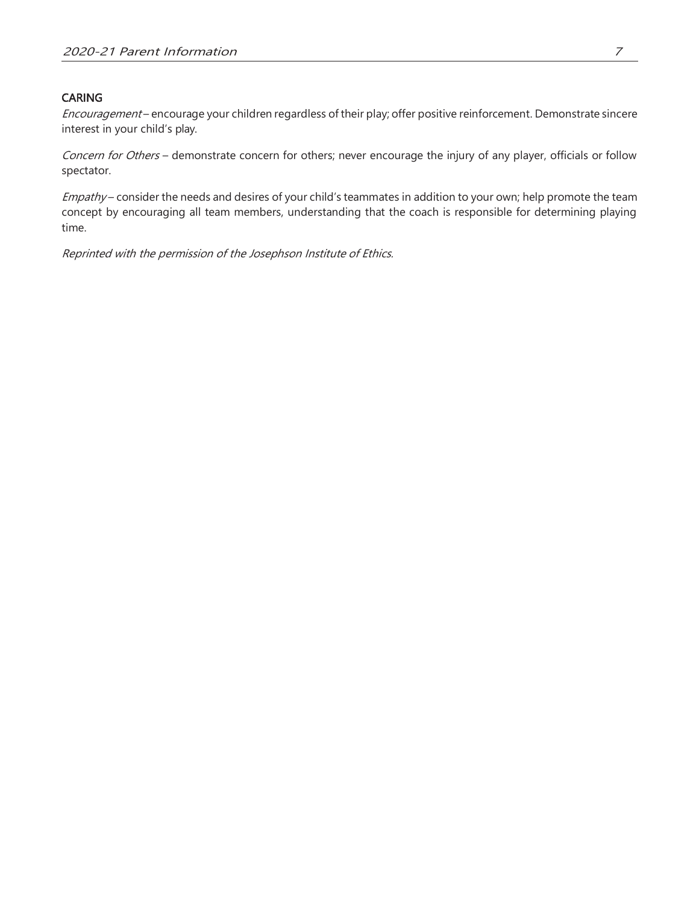### CARING

*Encouragement* – encourage your children regardless of their play; offer positive reinforcement. Demonstrate sincere interest in your child's play.

*Concern for Others* – demonstrate concern for others; never encourage the injury of any player, officials or follow spectator.

*Empathy* – consider the needs and desires of your child's teammates in addition to your own; help promote the team concept by encouraging all team members, understanding that the coach is responsible for determining playing time.

*Reprinted with the permission of the Josephson Institute of Ethics.*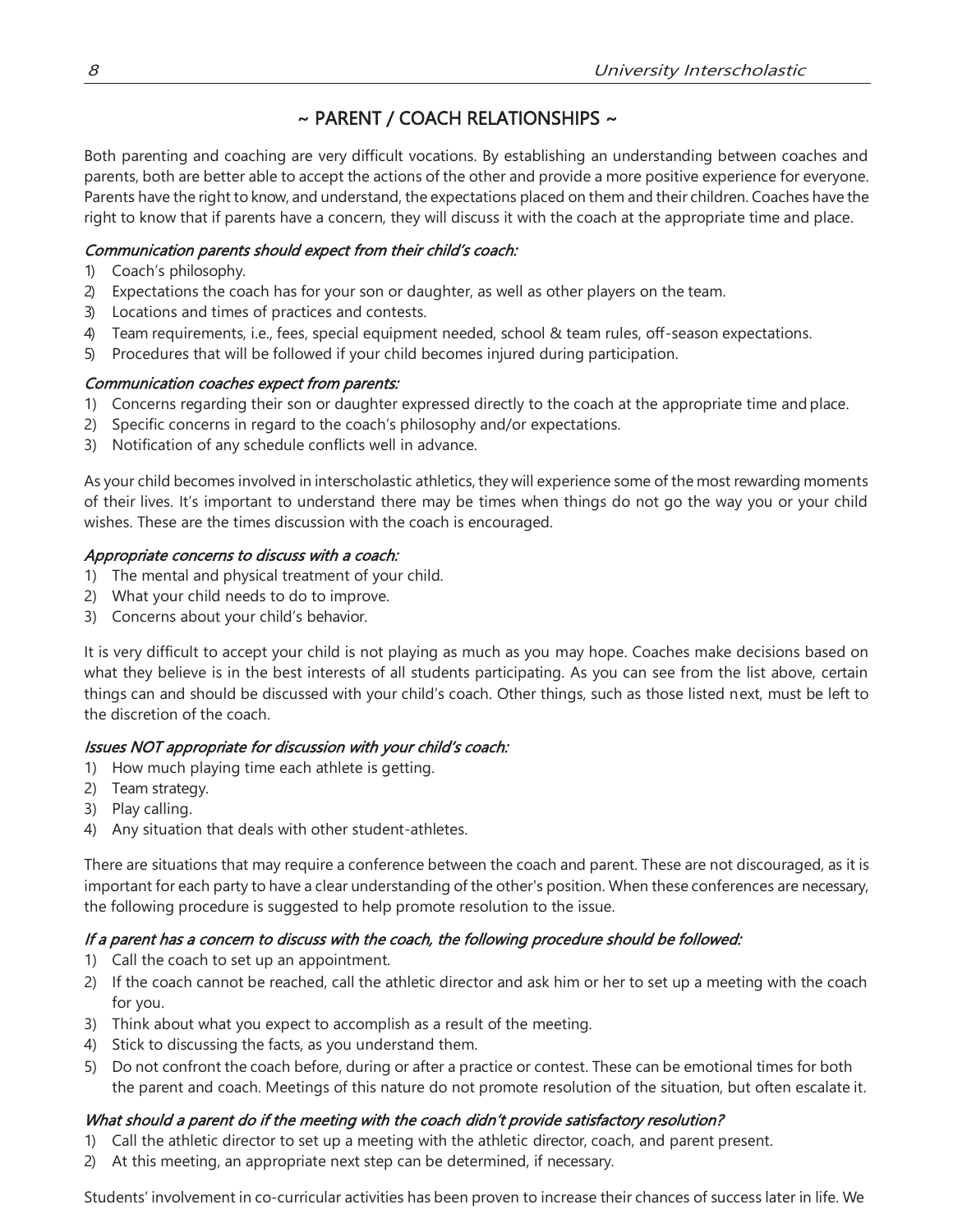## ~ PARENT / COACH RELATIONSHIPS ~

Both parenting and coaching are very difficult vocations. By establishing an understanding between coaches and parents, both are better able to accept the actions of the other and provide a more positive experience for everyone. Parents have the right to know, and understand, the expectations placed on them and their children. Coaches have the right to know that if parents have a concern, they will discuss it with the coach at the appropriate time and place.

*Communication parents should expect from their child's coach:*

1) Coach's philosophy.
2) Expectations the coach has for your son or daughter, as well as other players on the team.
3) Locations and times of practices and contests.
4) Team requirements, i.e., fees, special equipment needed, school & team rules, off-season expectations.
5) Procedures that will be followed if your child becomes injured during participation.

*Communication coaches expect from parents:*

1) Concerns regarding their son or daughter expressed directly to the coach at the appropriate time and place.
2) Specific concerns in regard to the coach's philosophy and/or expectations.
3) Notification of any schedule conflicts well in advance.

As your child becomes involved in interscholastic athletics, they will experience some of the most rewarding moments of their lives. It's important to understand there may be times when things do not go the way you or your child wishes. These are the times discussion with the coach is encouraged.

*Appropriate concerns to discuss with a coach:*

1) The mental and physical treatment of your child.
2) What your child needs to do to improve.
3) Concerns about your child's behavior.

It is very difficult to accept your child is not playing as much as you may hope. Coaches make decisions based on what they believe is in the best interests of all students participating. As you can see from the list above, certain things can and should be discussed with your child's coach. Other things, such as those listed next, must be left to the discretion of the coach.

*Issues NOT appropriate for discussion with your child's coach:*

1) How much playing time each athlete is getting.
2) Team strategy.
3) Play calling.
4) Any situation that deals with other student-athletes.

There are situations that may require a conference between the coach and parent. These are not discouraged, as it is important for each party to have a clear understanding of the other's position. When these conferences are necessary, the following procedure is suggested to help promote resolution to the issue.

*If a parent has a concern to discuss with the coach, the following procedure should be followed:*

1) Call the coach to set up an appointment.
2) If the coach cannot be reached, call the athletic director and ask him or her to set up a meeting with the coach for you.
3) Think about what you expect to accomplish as a result of the meeting.
4) Stick to discussing the facts, as you understand them.
5) Do not confront the coach before, during or after a practice or contest. These can be emotional times for both the parent and coach. Meetings of this nature do not promote resolution of the situation, but often escalate it.

*What should a parent do if the meeting with the coach didn't provide satisfactory resolution?*

1) Call the athletic director to set up a meeting with the athletic director, coach, and parent present.
2) At this meeting, an appropriate next step can be determined, if necessary.

Students' involvement in co-curricular activities has been proven to increase their chances of success later in life. We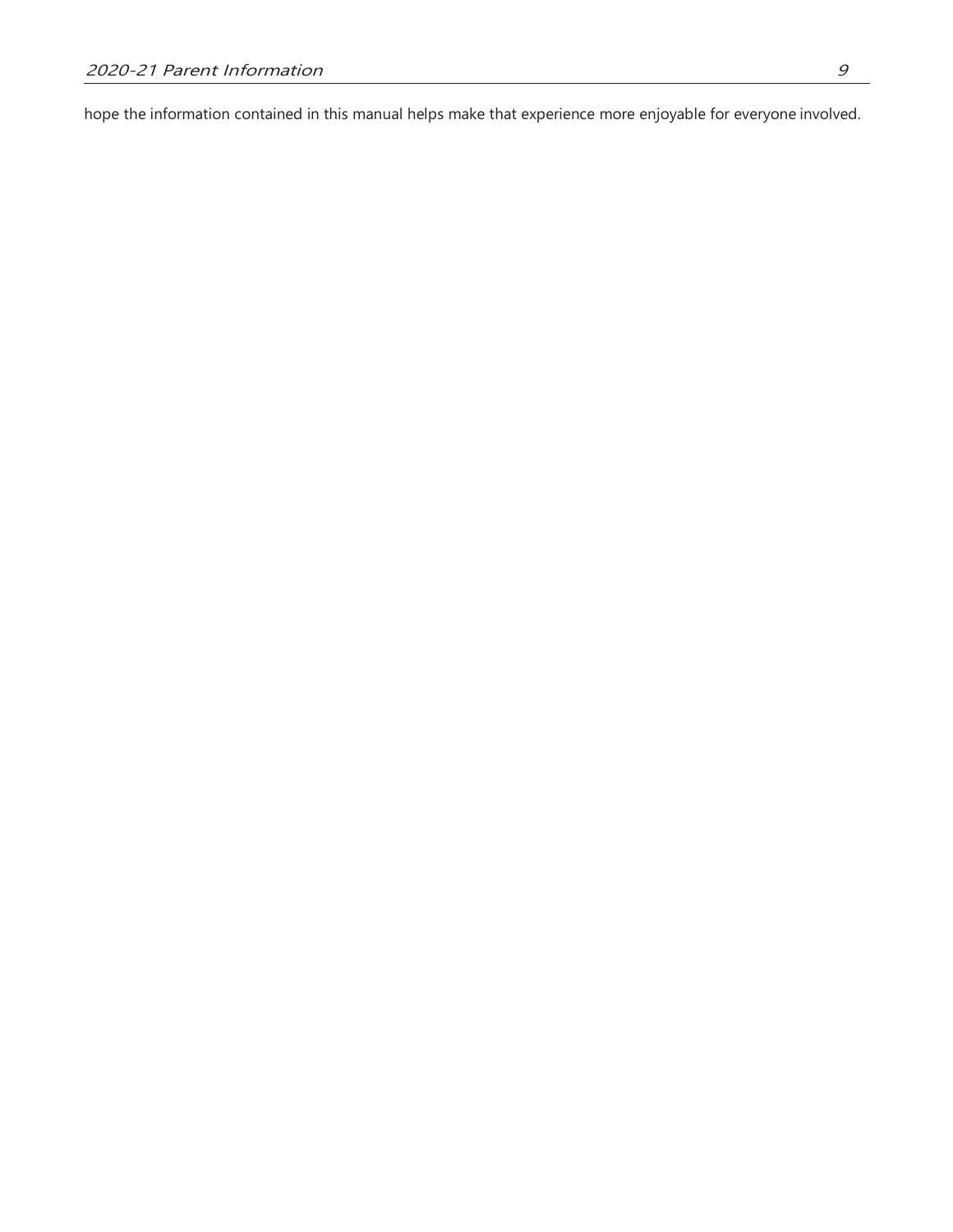hope the information contained in this manual helps make that experience more enjoyable for everyone involved.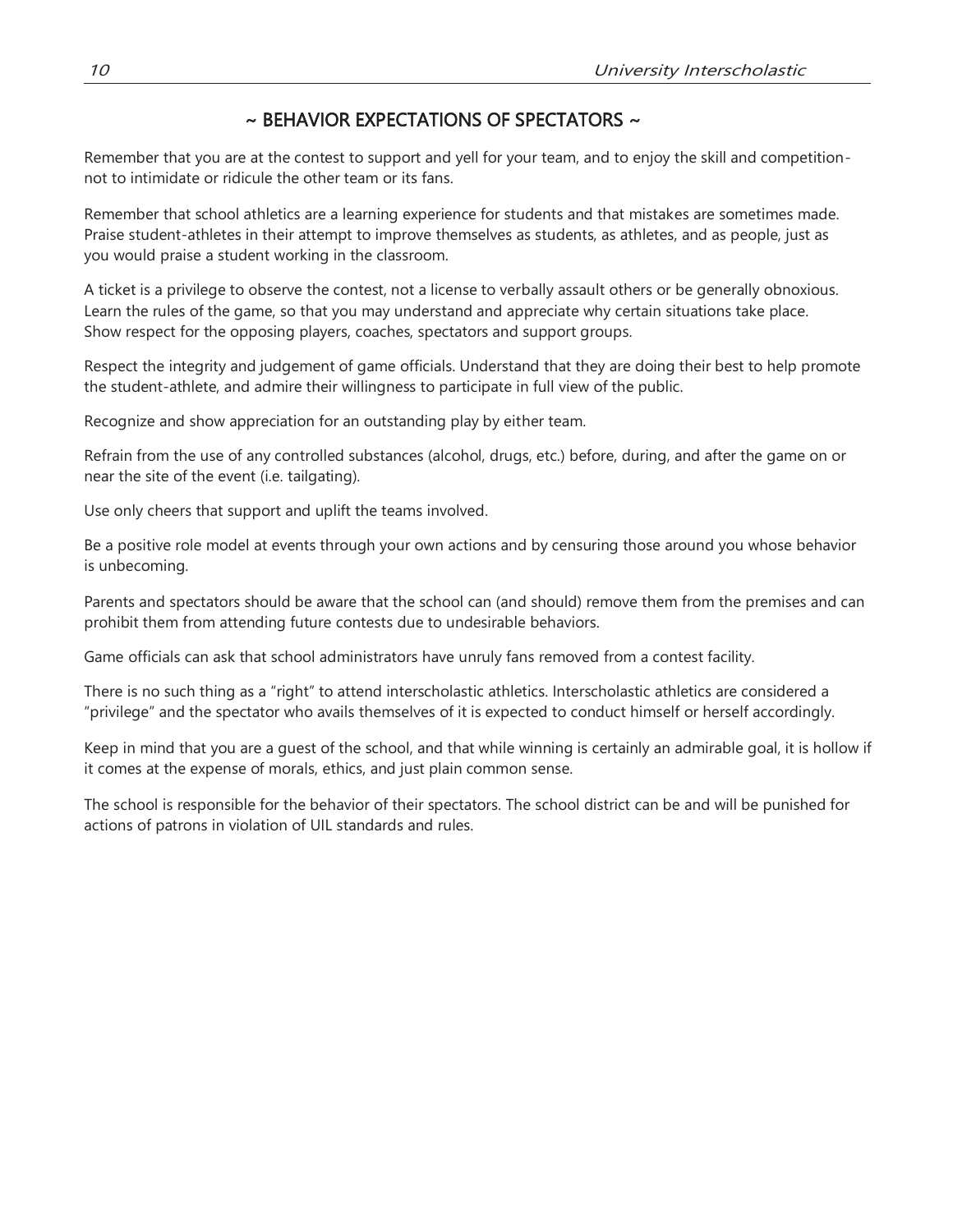## ~ BEHAVIOR EXPECTATIONS OF SPECTATORS ~

Remember that you are at the contest to support and yell for your team, and to enjoy the skill and competition- not to intimidate or ridicule the other team or its fans.

Remember that school athletics are a learning experience for students and that mistakes are sometimes made. Praise student-athletes in their attempt to improve themselves as students, as athletes, and as people, just as you would praise a student working in the classroom.

A ticket is a privilege to observe the contest, not a license to verbally assault others or be generally obnoxious. Learn the rules of the game, so that you may understand and appreciate why certain situations take place. Show respect for the opposing players, coaches, spectators and support groups.

Respect the integrity and judgement of game officials. Understand that they are doing their best to help promote the student-athlete, and admire their willingness to participate in full view of the public.

Recognize and show appreciation for an outstanding play by either team.

Refrain from the use of any controlled substances (alcohol, drugs, etc.) before, during, and after the game on or near the site of the event (i.e. tailgating).

Use only cheers that support and uplift the teams involved.

Be a positive role model at events through your own actions and by censuring those around you whose behavior is unbecoming.

Parents and spectators should be aware that the school can (and should) remove them from the premises and can prohibit them from attending future contests due to undesirable behaviors.

Game officials can ask that school administrators have unruly fans removed from a contest facility.

There is no such thing as a "right" to attend interscholastic athletics. Interscholastic athletics are considered a "privilege" and the spectator who avails themselves of it is expected to conduct himself or herself accordingly.

Keep in mind that you are a guest of the school, and that while winning is certainly an admirable goal, it is hollow if it comes at the expense of morals, ethics, and just plain common sense.

The school is responsible for the behavior of their spectators. The school district can be and will be punished for actions of patrons in violation of UIL standards and rules.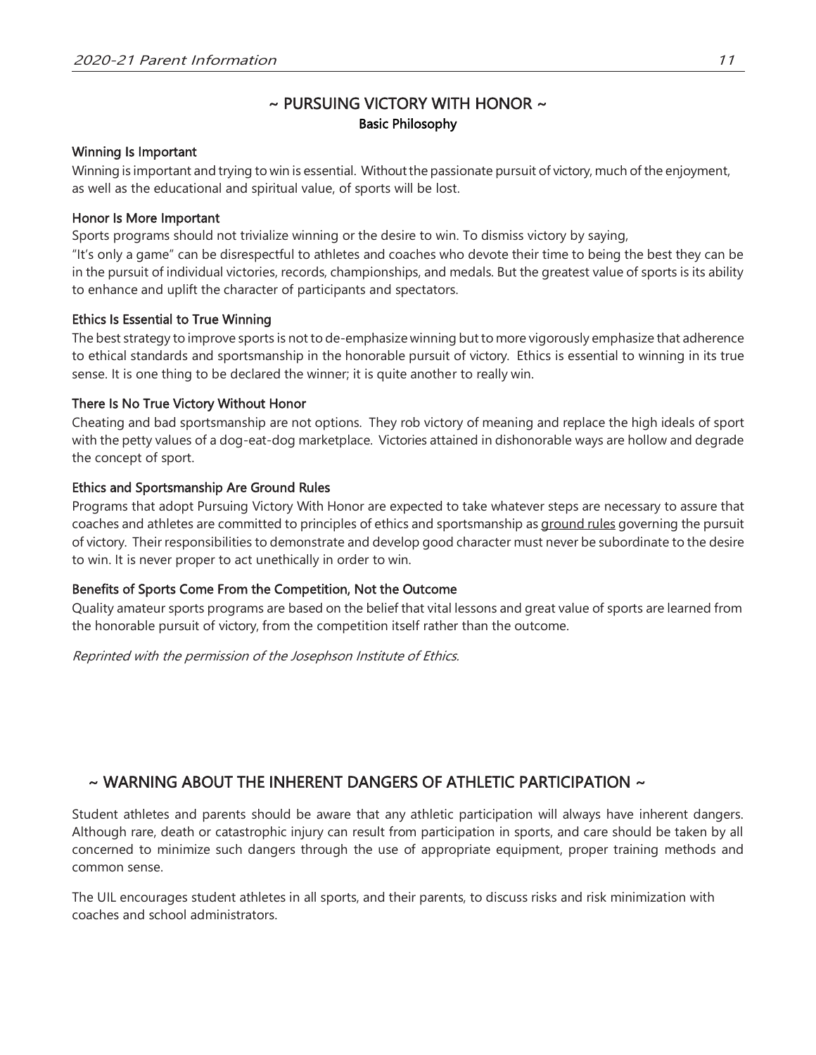## ~ PURSUING VICTORY WITH HONOR ~

### Basic Philosophy

**Winning Is Important**

Winning is important and trying to win is essential. Without the passionate pursuit of victory, much of the enjoyment, as well as the educational and spiritual value, of sports will be lost.

**Honor Is More Important**

Sports programs should not trivialize winning or the desire to win. To dismiss victory by saying, "It's only a game" can be disrespectful to athletes and coaches who devote their time to being the best they can be in the pursuit of individual victories, records, championships, and medals. But the greatest value of sports is its ability to enhance and uplift the character of participants and spectators.

**Ethics Is Essential to True Winning**

The best strategy to improve sports is not to de-emphasize winning but to more vigorously emphasize that adherence to ethical standards and sportsmanship in the honorable pursuit of victory. Ethics is essential to winning in its true sense. It is one thing to be declared the winner; it is quite another to really win.

**There Is No True Victory Without Honor**

Cheating and bad sportsmanship are not options. They rob victory of meaning and replace the high ideals of sport with the petty values of a dog-eat-dog marketplace. Victories attained in dishonorable ways are hollow and degrade the concept of sport.

**Ethics and Sportsmanship Are Ground Rules**

Programs that adopt Pursuing Victory With Honor are expected to take whatever steps are necessary to assure that coaches and athletes are committed to principles of ethics and sportsmanship as ground rules governing the pursuit of victory. Their responsibilities to demonstrate and develop good character must never be subordinate to the desire to win. It is never proper to act unethically in order to win.

**Benefits of Sports Come From the Competition, Not the Outcome**

Quality amateur sports programs are based on the belief that vital lessons and great value of sports are learned from the honorable pursuit of victory, from the competition itself rather than the outcome.

*Reprinted with the permission of the Josephson Institute of Ethics.*

## ~ WARNING ABOUT THE INHERENT DANGERS OF ATHLETIC PARTICIPATION ~

Student athletes and parents should be aware that any athletic participation will always have inherent dangers. Although rare, death or catastrophic injury can result from participation in sports, and care should be taken by all concerned to minimize such dangers through the use of appropriate equipment, proper training methods and common sense.

The UIL encourages student athletes in all sports, and their parents, to discuss risks and risk minimization with coaches and school administrators.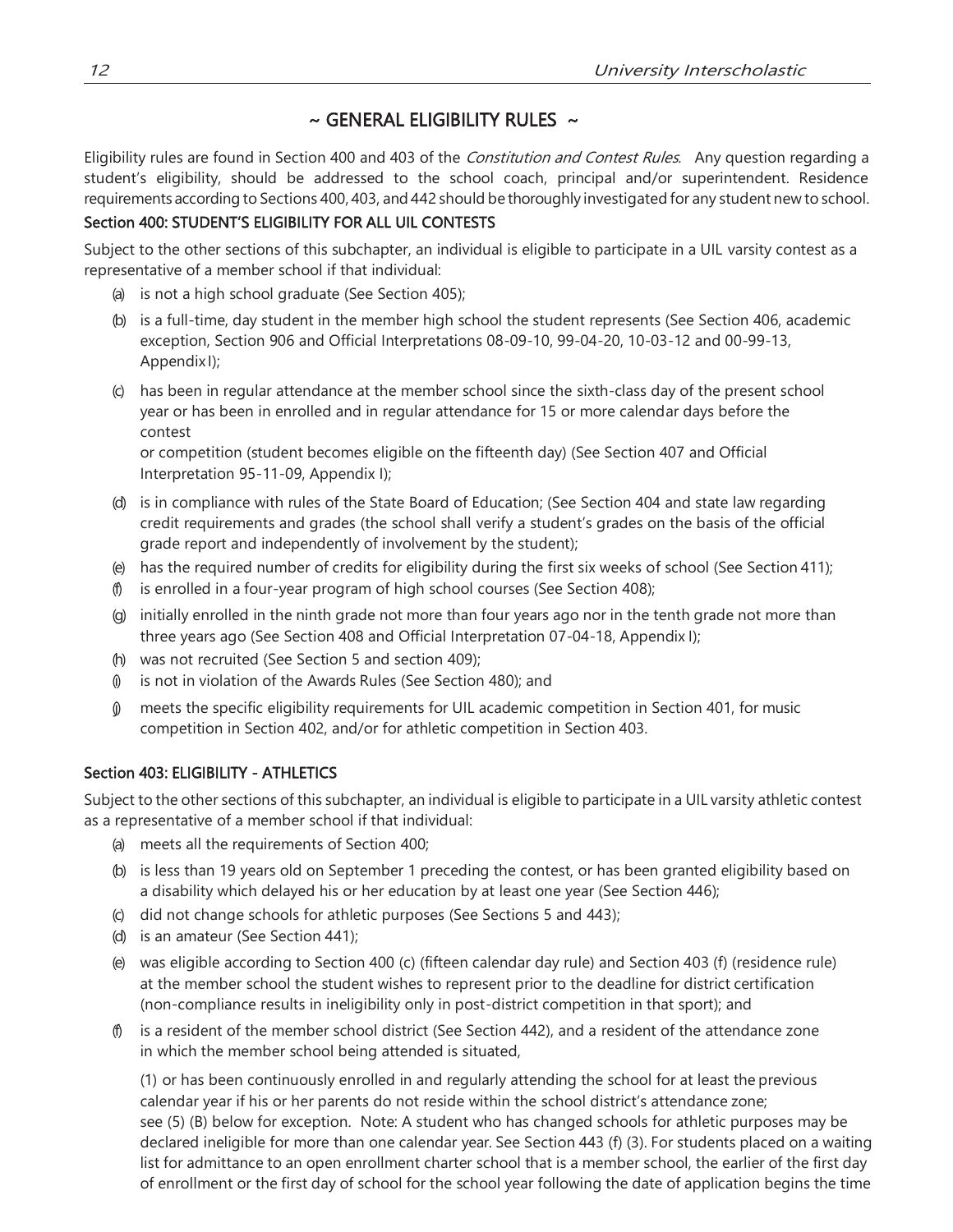## ~ GENERAL ELIGIBILITY RULES ~

Eligibility rules are found in Section 400 and 403 of the *Constitution and Contest Rules*. Any question regarding a student's eligibility, should be addressed to the school coach, principal and/or superintendent. Residence requirements according to Sections 400, 403, and 442 should be thoroughly investigated for any student new to school.

### Section 400: STUDENT'S ELIGIBILITY FOR ALL UIL CONTESTS

Subject to the other sections of this subchapter, an individual is eligible to participate in a UIL varsity contest as a representative of a member school if that individual:

(a) is not a high school graduate (See Section 405);

(b) is a full-time, day student in the member high school the student represents (See Section 406, academic exception, Section 906 and Official Interpretations 08-09-10, 99-04-20, 10-03-12 and 00-99-13, Appendix I);

(c) has been in regular attendance at the member school since the sixth-class day of the present school year or has been in enrolled and in regular attendance for 15 or more calendar days before the contest
or competition (student becomes eligible on the fifteenth day) (See Section 407 and Official Interpretation 95-11-09, Appendix I);

(d) is in compliance with rules of the State Board of Education; (See Section 404 and state law regarding credit requirements and grades (the school shall verify a student's grades on the basis of the official grade report and independently of involvement by the student);

(e) has the required number of credits for eligibility during the first six weeks of school (See Section 411);

(f) is enrolled in a four-year program of high school courses (See Section 408);

(g) initially enrolled in the ninth grade not more than four years ago nor in the tenth grade not more than three years ago (See Section 408 and Official Interpretation 07-04-18, Appendix I);

(h) was not recruited (See Section 5 and section 409);

(i) is not in violation of the Awards Rules (See Section 480); and

(j) meets the specific eligibility requirements for UIL academic competition in Section 401, for music competition in Section 402, and/or for athletic competition in Section 403.

### Section 403: ELIGIBILITY - ATHLETICS

Subject to the other sections of this subchapter, an individual is eligible to participate in a UIL varsity athletic contest as a representative of a member school if that individual:

(a) meets all the requirements of Section 400;

(b) is less than 19 years old on September 1 preceding the contest, or has been granted eligibility based on a disability which delayed his or her education by at least one year (See Section 446);

(c) did not change schools for athletic purposes (See Sections 5 and 443);

(d) is an amateur (See Section 441);

(e) was eligible according to Section 400 (c) (fifteen calendar day rule) and Section 403 (f) (residence rule) at the member school the student wishes to represent prior to the deadline for district certification (non-compliance results in ineligibility only in post-district competition in that sport); and

(f) is a resident of the member school district (See Section 442), and a resident of the attendance zone in which the member school being attended is situated,

(1) or has been continuously enrolled in and regularly attending the school for at least the previous calendar year if his or her parents do not reside within the school district's attendance zone; see (5) (B) below for exception. Note: A student who has changed schools for athletic purposes may be declared ineligible for more than one calendar year. See Section 443 (f) (3). For students placed on a waiting list for admittance to an open enrollment charter school that is a member school, the earlier of the first day of enrollment or the first day of school for the school year following the date of application begins the time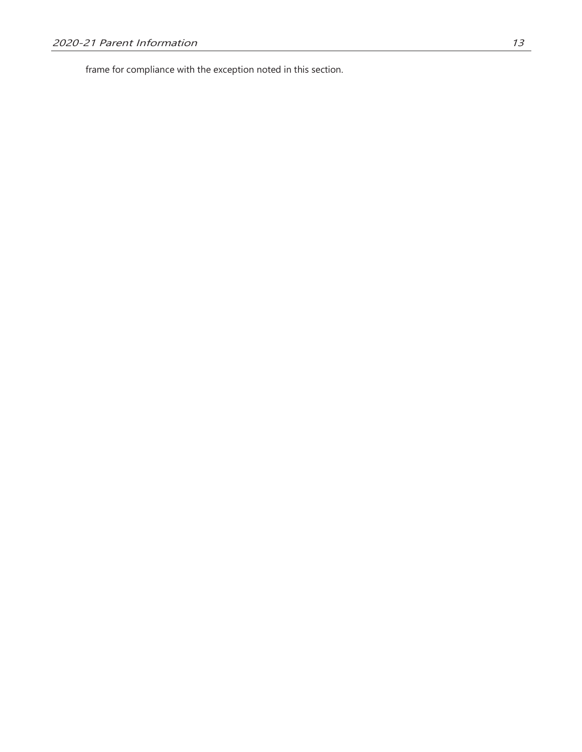frame for compliance with the exception noted in this section.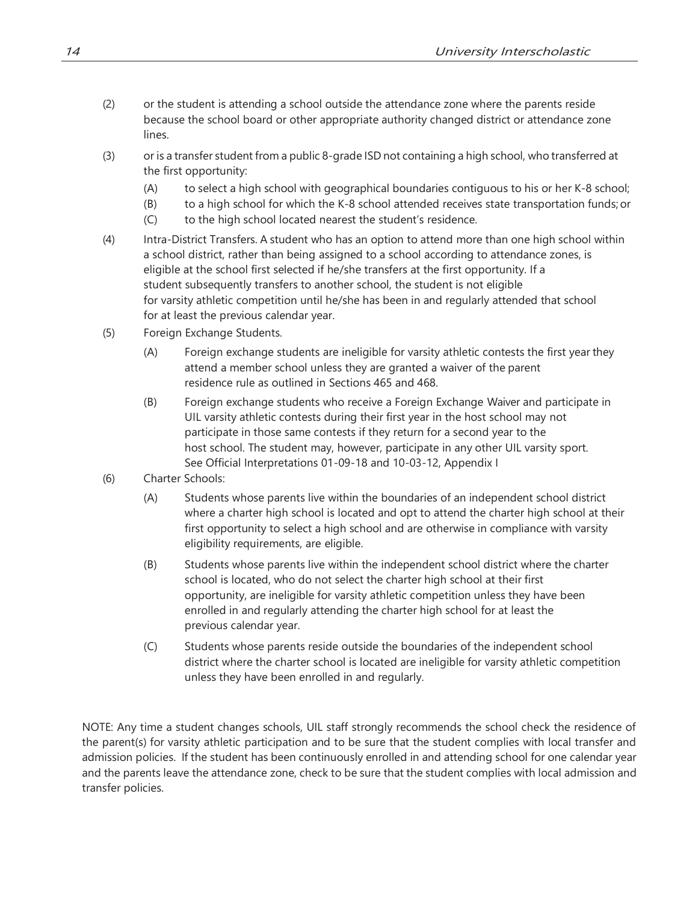(2) or the student is attending a school outside the attendance zone where the parents reside because the school board or other appropriate authority changed district or attendance zone lines.

(3) or is a transfer student from a public 8-grade ISD not containing a high school, who transferred at the first opportunity:

  (A) to select a high school with geographical boundaries contiguous to his or her K-8 school;

  (B) to a high school for which the K-8 school attended receives state transportation funds; or

  (C) to the high school located nearest the student's residence.

(4) Intra-District Transfers. A student who has an option to attend more than one high school within a school district, rather than being assigned to a school according to attendance zones, is eligible at the school first selected if he/she transfers at the first opportunity. If a student subsequently transfers to another school, the student is not eligible for varsity athletic competition until he/she has been in and regularly attended that school for at least the previous calendar year.

(5) Foreign Exchange Students.

  (A) Foreign exchange students are ineligible for varsity athletic contests the first year they attend a member school unless they are granted a waiver of the parent residence rule as outlined in Sections 465 and 468.

  (B) Foreign exchange students who receive a Foreign Exchange Waiver and participate in UIL varsity athletic contests during their first year in the host school may not participate in those same contests if they return for a second year to the host school. The student may, however, participate in any other UIL varsity sport. See Official Interpretations 01-09-18 and 10-03-12, Appendix I

(6) Charter Schools:

  (A) Students whose parents live within the boundaries of an independent school district where a charter high school is located and opt to attend the charter high school at their first opportunity to select a high school and are otherwise in compliance with varsity eligibility requirements, are eligible.

  (B) Students whose parents live within the independent school district where the charter school is located, who do not select the charter high school at their first opportunity, are ineligible for varsity athletic competition unless they have been enrolled in and regularly attending the charter high school for at least the previous calendar year.

  (C) Students whose parents reside outside the boundaries of the independent school district where the charter school is located are ineligible for varsity athletic competition unless they have been enrolled in and regularly.

NOTE: Any time a student changes schools, UIL staff strongly recommends the school check the residence of the parent(s) for varsity athletic participation and to be sure that the student complies with local transfer and admission policies. If the student has been continuously enrolled in and attending school for one calendar year and the parents leave the attendance zone, check to be sure that the student complies with local admission and transfer policies.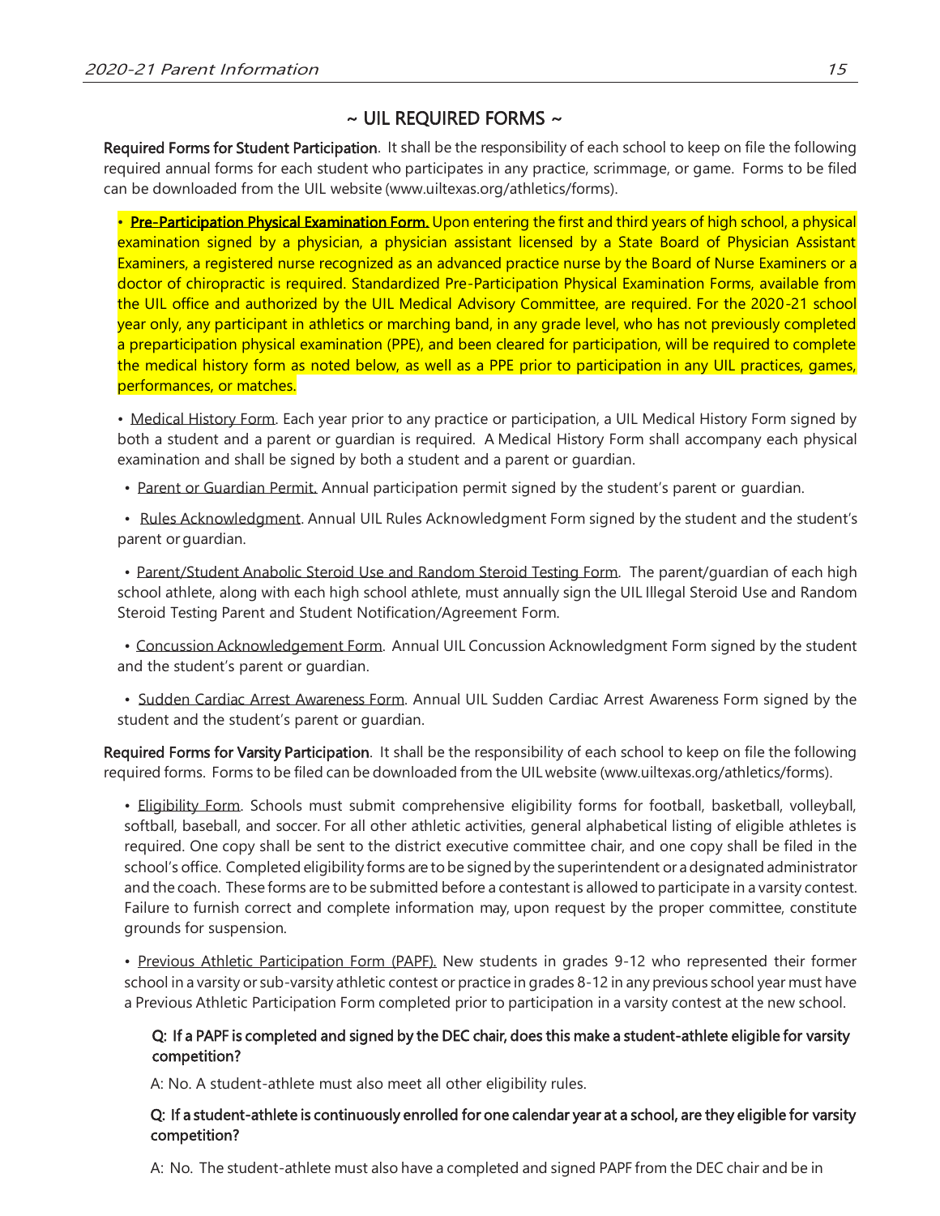## ~ UIL REQUIRED FORMS ~

**Required Forms for Student Participation**. It shall be the responsibility of each school to keep on file the following required annual forms for each student who participates in any practice, scrimmage, or game. Forms to be filed can be downloaded from the UIL website (www.uiltexas.org/athletics/forms).

- **Pre-Participation Physical Examination Form.** Upon entering the first and third years of high school, a physical examination signed by a physician, a physician assistant licensed by a State Board of Physician Assistant Examiners, a registered nurse recognized as an advanced practice nurse by the Board of Nurse Examiners or a doctor of chiropractic is required. Standardized Pre-Participation Physical Examination Forms, available from the UIL office and authorized by the UIL Medical Advisory Committee, are required. For the 2020-21 school year only, any participant in athletics or marching band, in any grade level, who has not previously completed a preparticipation physical examination (PPE), and been cleared for participation, will be required to complete the medical history form as noted below, as well as a PPE prior to participation in any UIL practices, games, performances, or matches.

- Medical History Form. Each year prior to any practice or participation, a UIL Medical History Form signed by both a student and a parent or guardian is required. A Medical History Form shall accompany each physical examination and shall be signed by both a student and a parent or guardian.

- Parent or Guardian Permit. Annual participation permit signed by the student's parent or guardian.

- Rules Acknowledgment. Annual UIL Rules Acknowledgment Form signed by the student and the student's parent or guardian.

- Parent/Student Anabolic Steroid Use and Random Steroid Testing Form. The parent/guardian of each high school athlete, along with each high school athlete, must annually sign the UIL Illegal Steroid Use and Random Steroid Testing Parent and Student Notification/Agreement Form.

- Concussion Acknowledgement Form. Annual UIL Concussion Acknowledgment Form signed by the student and the student's parent or guardian.

- Sudden Cardiac Arrest Awareness Form. Annual UIL Sudden Cardiac Arrest Awareness Form signed by the student and the student's parent or guardian.

**Required Forms for Varsity Participation**. It shall be the responsibility of each school to keep on file the following required forms. Forms to be filed can be downloaded from the UIL website (www.uiltexas.org/athletics/forms).

- Eligibility Form. Schools must submit comprehensive eligibility forms for football, basketball, volleyball, softball, baseball, and soccer. For all other athletic activities, general alphabetical listing of eligible athletes is required. One copy shall be sent to the district executive committee chair, and one copy shall be filed in the school's office. Completed eligibility forms are to be signed by the superintendent or a designated administrator and the coach. These forms are to be submitted before a contestant is allowed to participate in a varsity contest. Failure to furnish correct and complete information may, upon request by the proper committee, constitute grounds for suspension.

- Previous Athletic Participation Form (PAPF). New students in grades 9-12 who represented their former school in a varsity or sub-varsity athletic contest or practice in grades 8-12 in any previous school year must have a Previous Athletic Participation Form completed prior to participation in a varsity contest at the new school.

  **Q: If a PAPF is completed and signed by the DEC chair, does this make a student-athlete eligible for varsity competition?**

  A: No. A student-athlete must also meet all other eligibility rules.

  **Q: If a student-athlete is continuously enrolled for one calendar year at a school, are they eligible for varsity competition?**

  A: No. The student-athlete must also have a completed and signed PAPF from the DEC chair and be in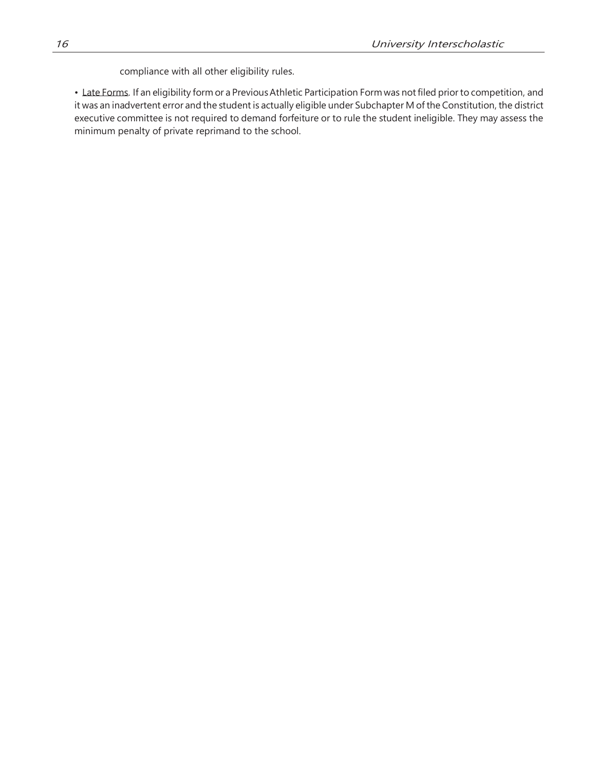compliance with all other eligibility rules.

- Late Forms. If an eligibility form or a Previous Athletic Participation Form was not filed prior to competition, and it was an inadvertent error and the student is actually eligible under Subchapter M of the Constitution, the district executive committee is not required to demand forfeiture or to rule the student ineligible. They may assess the minimum penalty of private reprimand to the school.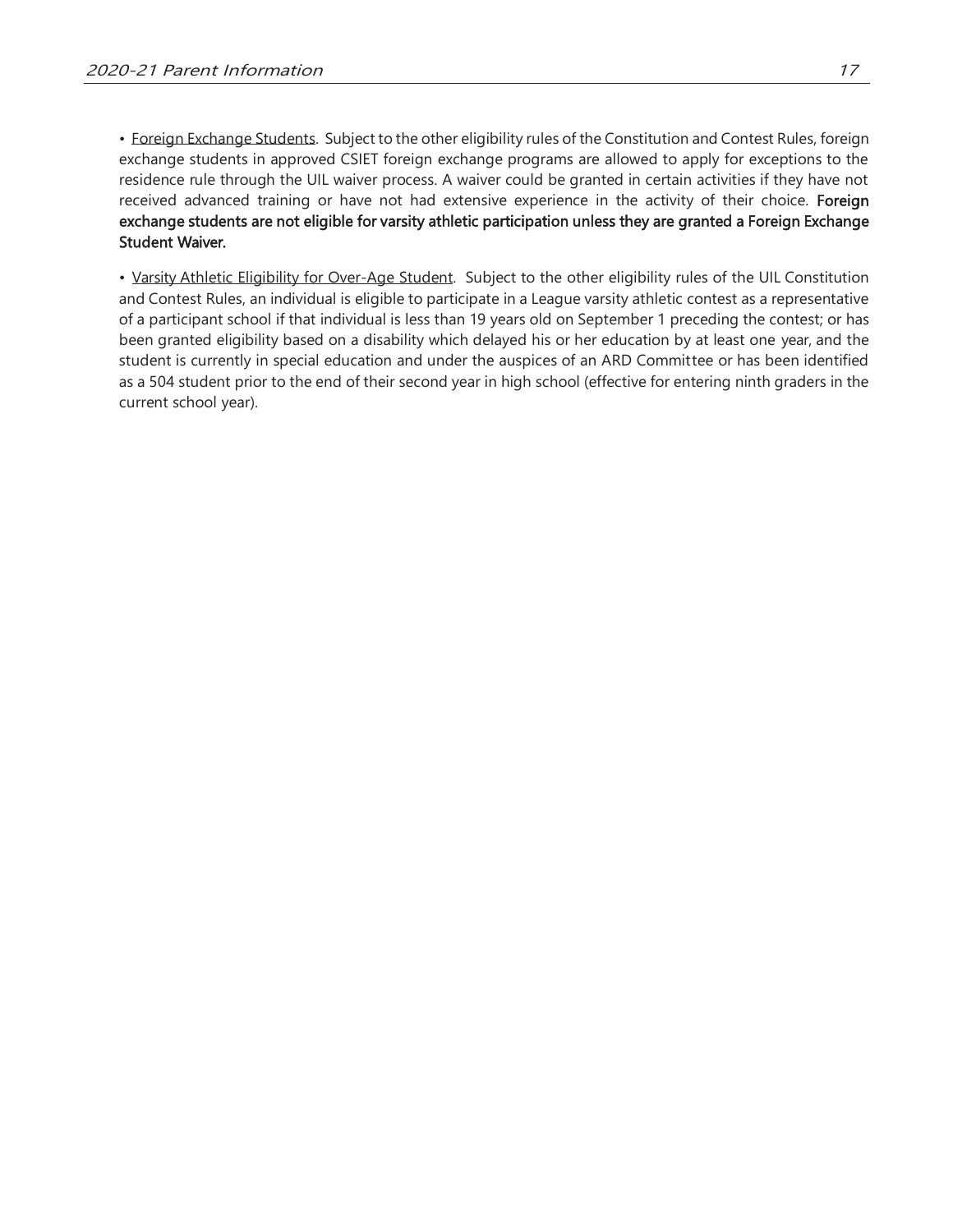- Foreign Exchange Students. Subject to the other eligibility rules of the Constitution and Contest Rules, foreign exchange students in approved CSIET foreign exchange programs are allowed to apply for exceptions to the residence rule through the UIL waiver process. A waiver could be granted in certain activities if they have not received advanced training or have not had extensive experience in the activity of their choice. **Foreign exchange students are not eligible for varsity athletic participation unless they are granted a Foreign Exchange Student Waiver.**

- Varsity Athletic Eligibility for Over-Age Student. Subject to the other eligibility rules of the UIL Constitution and Contest Rules, an individual is eligible to participate in a League varsity athletic contest as a representative of a participant school if that individual is less than 19 years old on September 1 preceding the contest; or has been granted eligibility based on a disability which delayed his or her education by at least one year, and the student is currently in special education and under the auspices of an ARD Committee or has been identified as a 504 student prior to the end of their second year in high school (effective for entering ninth graders in the current school year).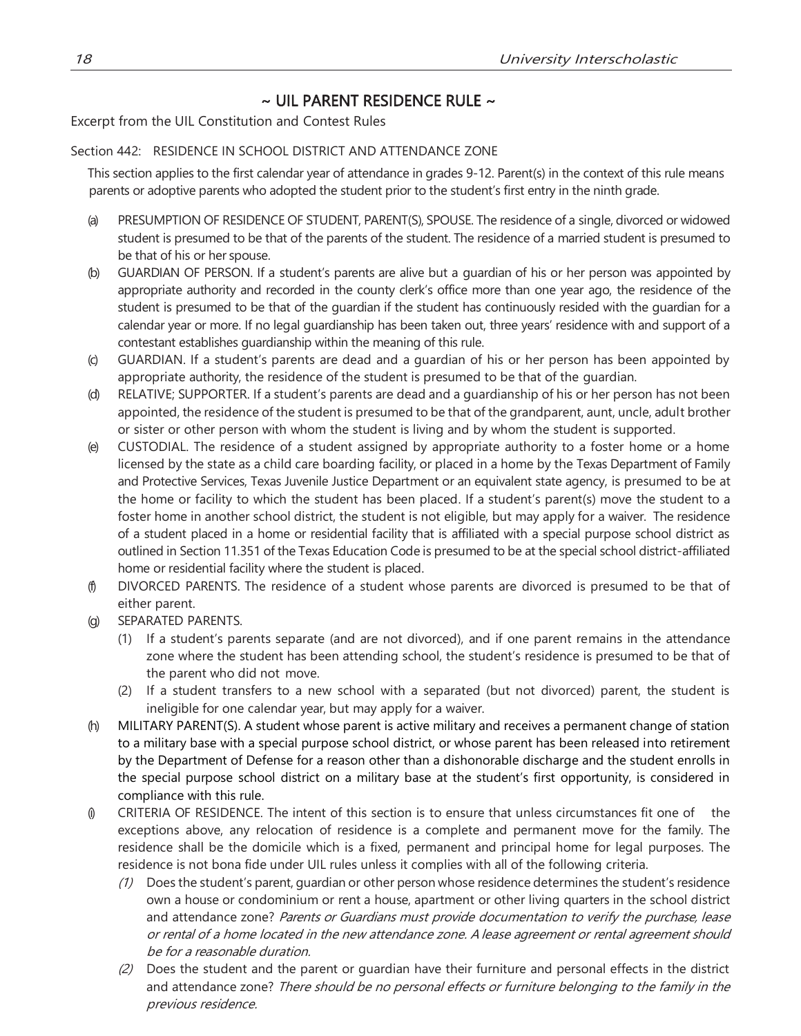## ~ UIL PARENT RESIDENCE RULE ~

Excerpt from the UIL Constitution and Contest Rules

Section 442: RESIDENCE IN SCHOOL DISTRICT AND ATTENDANCE ZONE

This section applies to the first calendar year of attendance in grades 9-12. Parent(s) in the context of this rule means parents or adoptive parents who adopted the student prior to the student's first entry in the ninth grade.

(a) PRESUMPTION OF RESIDENCE OF STUDENT, PARENT(S), SPOUSE. The residence of a single, divorced or widowed student is presumed to be that of the parents of the student. The residence of a married student is presumed to be that of his or her spouse.

(b) GUARDIAN OF PERSON. If a student's parents are alive but a guardian of his or her person was appointed by appropriate authority and recorded in the county clerk's office more than one year ago, the residence of the student is presumed to be that of the guardian if the student has continuously resided with the guardian for a calendar year or more. If no legal guardianship has been taken out, three years' residence with and support of a contestant establishes guardianship within the meaning of this rule.

(c) GUARDIAN. If a student's parents are dead and a guardian of his or her person has been appointed by appropriate authority, the residence of the student is presumed to be that of the guardian.

(d) RELATIVE; SUPPORTER. If a student's parents are dead and a guardianship of his or her person has not been appointed, the residence of the student is presumed to be that of the grandparent, aunt, uncle, adult brother or sister or other person with whom the student is living and by whom the student is supported.

(e) CUSTODIAL. The residence of a student assigned by appropriate authority to a foster home or a home licensed by the state as a child care boarding facility, or placed in a home by the Texas Department of Family and Protective Services, Texas Juvenile Justice Department or an equivalent state agency, is presumed to be at the home or facility to which the student has been placed. If a student's parent(s) move the student to a foster home in another school district, the student is not eligible, but may apply for a waiver. The residence of a student placed in a home or residential facility that is affiliated with a special purpose school district as outlined in Section 11.351 of the Texas Education Code is presumed to be at the special school district-affiliated home or residential facility where the student is placed.

(f) DIVORCED PARENTS. The residence of a student whose parents are divorced is presumed to be that of either parent.

(g) SEPARATED PARENTS.
   1. If a student's parents separate (and are not divorced), and if one parent remains in the attendance zone where the student has been attending school, the student's residence is presumed to be that of the parent who did not move.
   2. If a student transfers to a new school with a separated (but not divorced) parent, the student is ineligible for one calendar year, but may apply for a waiver.

(h) MILITARY PARENT(S). A student whose parent is active military and receives a permanent change of station to a military base with a special purpose school district, or whose parent has been released into retirement by the Department of Defense for a reason other than a dishonorable discharge and the student enrolls in the special purpose school district on a military base at the student's first opportunity, is considered in compliance with this rule.

(i) CRITERIA OF RESIDENCE. The intent of this section is to ensure that unless circumstances fit one of the exceptions above, any relocation of residence is a complete and permanent move for the family. The residence shall be the domicile which is a fixed, permanent and principal home for legal purposes. The residence is not bona fide under UIL rules unless it complies with all of the following criteria.
   1. Does the student's parent, guardian or other person whose residence determines the student's residence own a house or condominium or rent a house, apartment or other living quarters in the school district and attendance zone? *Parents or Guardians must provide documentation to verify the purchase, lease or rental of a home located in the new attendance zone. A lease agreement or rental agreement should be for a reasonable duration.*
   2. Does the student and the parent or guardian have their furniture and personal effects in the district and attendance zone? *There should be no personal effects or furniture belonging to the family in the previous residence.*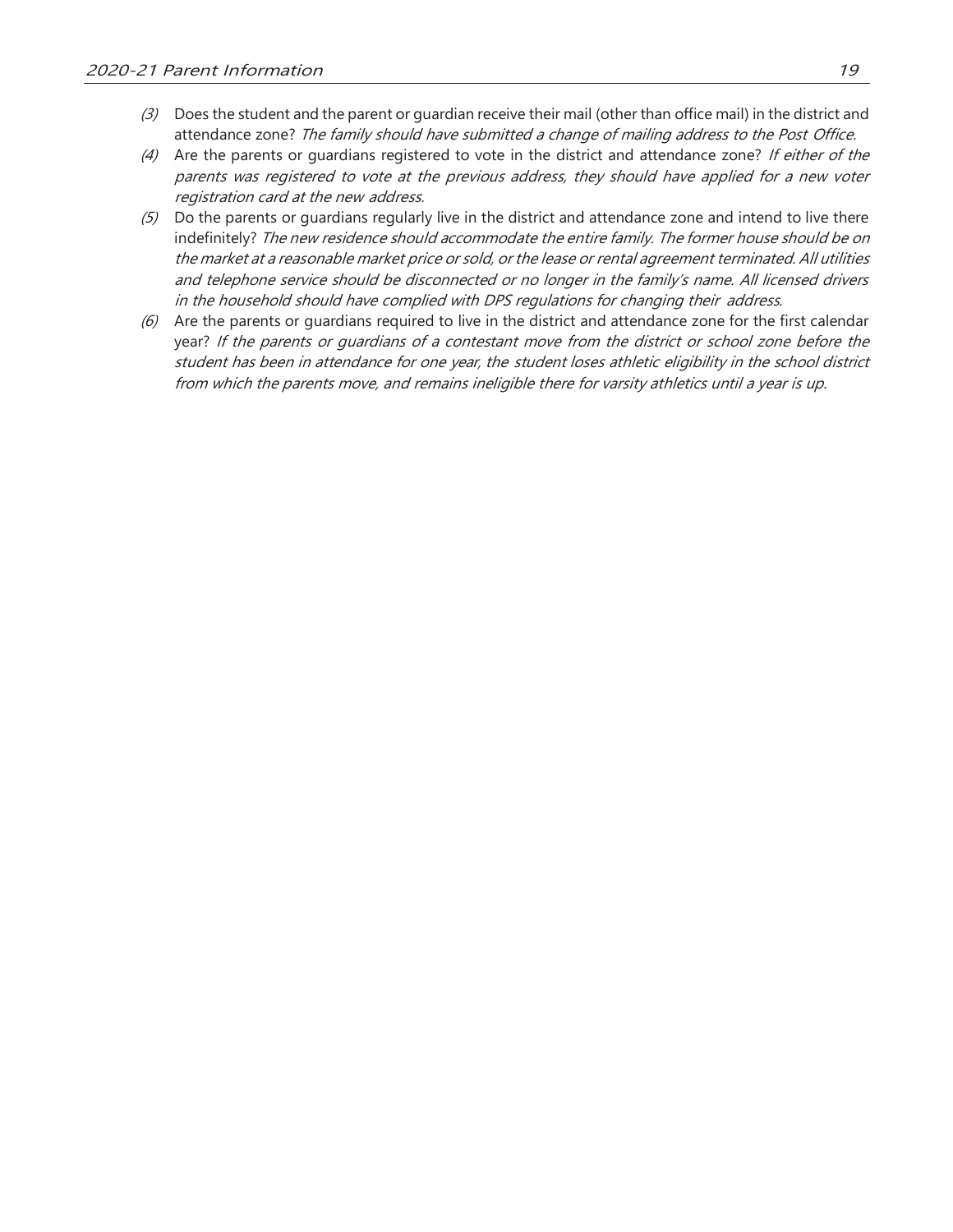*(3)* Does the student and the parent or guardian receive their mail (other than office mail) in the district and attendance zone? *The family should have submitted a change of mailing address to the Post Office.*

*(4)* Are the parents or guardians registered to vote in the district and attendance zone? *If either of the parents was registered to vote at the previous address, they should have applied for a new voter registration card at the new address.*

*(5)* Do the parents or guardians regularly live in the district and attendance zone and intend to live there indefinitely? *The new residence should accommodate the entire family. The former house should be on the market at a reasonable market price or sold, or the lease or rental agreement terminated. All utilities and telephone service should be disconnected or no longer in the family's name. All licensed drivers in the household should have complied with DPS regulations for changing their address.*

*(6)* Are the parents or guardians required to live in the district and attendance zone for the first calendar year? *If the parents or guardians of a contestant move from the district or school zone before the student has been in attendance for one year, the student loses athletic eligibility in the school district from which the parents move, and remains ineligible there for varsity athletics until a year is up.*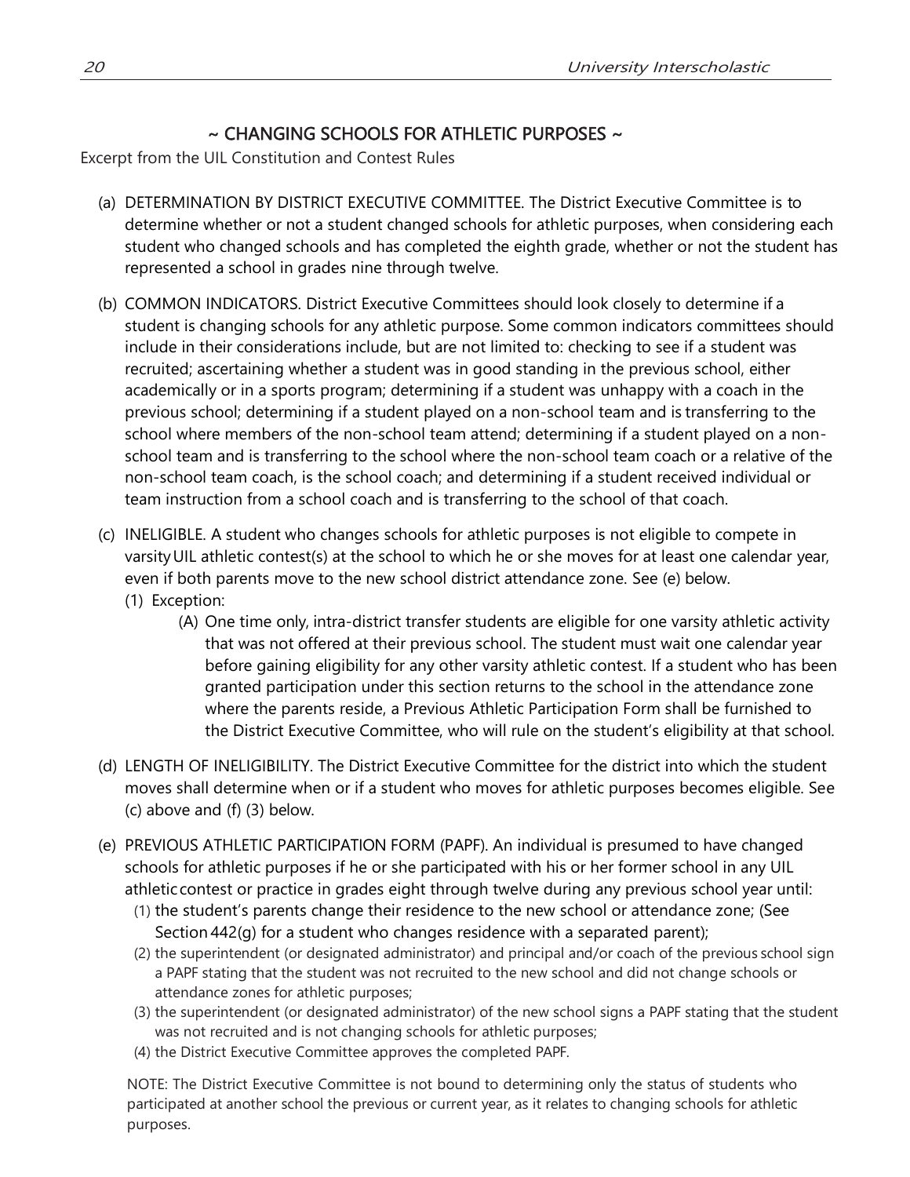## ~ CHANGING SCHOOLS FOR ATHLETIC PURPOSES ~

Excerpt from the UIL Constitution and Contest Rules

(a) DETERMINATION BY DISTRICT EXECUTIVE COMMITTEE. The District Executive Committee is to determine whether or not a student changed schools for athletic purposes, when considering each student who changed schools and has completed the eighth grade, whether or not the student has represented a school in grades nine through twelve.

(b) COMMON INDICATORS. District Executive Committees should look closely to determine if a student is changing schools for any athletic purpose. Some common indicators committees should include in their considerations include, but are not limited to: checking to see if a student was recruited; ascertaining whether a student was in good standing in the previous school, either academically or in a sports program; determining if a student was unhappy with a coach in the previous school; determining if a student played on a non-school team and is transferring to the school where members of the non-school team attend; determining if a student played on a non-school team and is transferring to the school where the non-school team coach or a relative of the non-school team coach, is the school coach; and determining if a student received individual or team instruction from a school coach and is transferring to the school of that coach.

(c) INELIGIBLE. A student who changes schools for athletic purposes is not eligible to compete in varsity UIL athletic contest(s) at the school to which he or she moves for at least one calendar year, even if both parents move to the new school district attendance zone. See (e) below.
   (1) Exception:
      (A) One time only, intra-district transfer students are eligible for one varsity athletic activity that was not offered at their previous school. The student must wait one calendar year before gaining eligibility for any other varsity athletic contest. If a student who has been granted participation under this section returns to the school in the attendance zone where the parents reside, a Previous Athletic Participation Form shall be furnished to the District Executive Committee, who will rule on the student's eligibility at that school.

(d) LENGTH OF INELIGIBILITY. The District Executive Committee for the district into which the student moves shall determine when or if a student who moves for athletic purposes becomes eligible. See (c) above and (f) (3) below.

(e) PREVIOUS ATHLETIC PARTICIPATION FORM (PAPF). An individual is presumed to have changed schools for athletic purposes if he or she participated with his or her former school in any UIL athletic contest or practice in grades eight through twelve during any previous school year until:
   (1) the student's parents change their residence to the new school or attendance zone; (See Section 442(g) for a student who changes residence with a separated parent);
   (2) the superintendent (or designated administrator) and principal and/or coach of the previous school sign a PAPF stating that the student was not recruited to the new school and did not change schools or attendance zones for athletic purposes;
   (3) the superintendent (or designated administrator) of the new school signs a PAPF stating that the student was not recruited and is not changing schools for athletic purposes;
   (4) the District Executive Committee approves the completed PAPF.

   NOTE: The District Executive Committee is not bound to determining only the status of students who participated at another school the previous or current year, as it relates to changing schools for athletic purposes.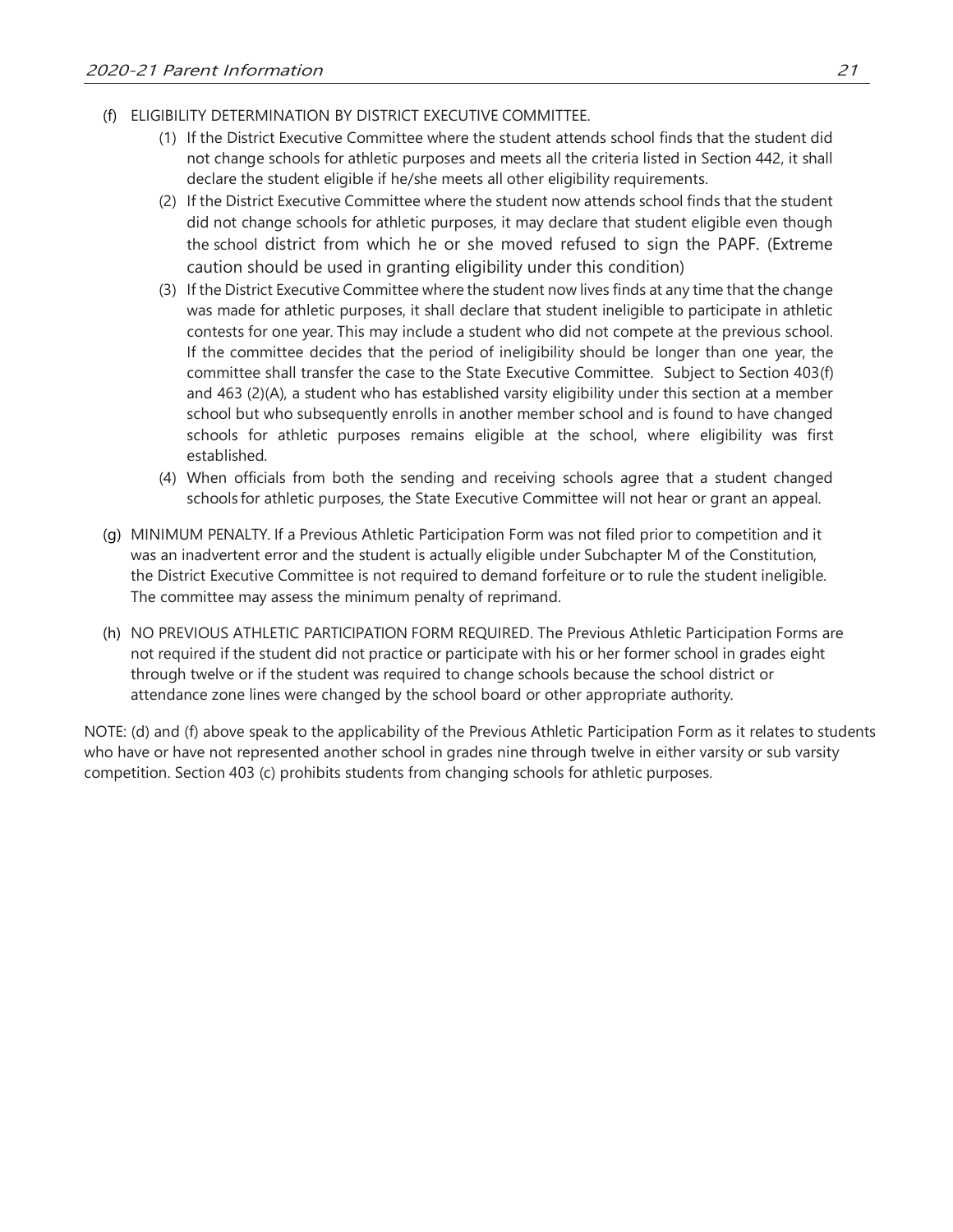(f) ELIGIBILITY DETERMINATION BY DISTRICT EXECUTIVE COMMITTEE.

(1) If the District Executive Committee where the student attends school finds that the student did not change schools for athletic purposes and meets all the criteria listed in Section 442, it shall declare the student eligible if he/she meets all other eligibility requirements.

(2) If the District Executive Committee where the student now attends school finds that the student did not change schools for athletic purposes, it may declare that student eligible even though the school district from which he or she moved refused to sign the PAPF. (Extreme caution should be used in granting eligibility under this condition)

(3) If the District Executive Committee where the student now lives finds at any time that the change was made for athletic purposes, it shall declare that student ineligible to participate in athletic contests for one year. This may include a student who did not compete at the previous school. If the committee decides that the period of ineligibility should be longer than one year, the committee shall transfer the case to the State Executive Committee. Subject to Section 403(f) and 463 (2)(A), a student who has established varsity eligibility under this section at a member school but who subsequently enrolls in another member school and is found to have changed schools for athletic purposes remains eligible at the school, where eligibility was first established.

(4) When officials from both the sending and receiving schools agree that a student changed schools for athletic purposes, the State Executive Committee will not hear or grant an appeal.

(g) MINIMUM PENALTY. If a Previous Athletic Participation Form was not filed prior to competition and it was an inadvertent error and the student is actually eligible under Subchapter M of the Constitution, the District Executive Committee is not required to demand forfeiture or to rule the student ineligible. The committee may assess the minimum penalty of reprimand.

(h) NO PREVIOUS ATHLETIC PARTICIPATION FORM REQUIRED. The Previous Athletic Participation Forms are not required if the student did not practice or participate with his or her former school in grades eight through twelve or if the student was required to change schools because the school district or attendance zone lines were changed by the school board or other appropriate authority.

NOTE: (d) and (f) above speak to the applicability of the Previous Athletic Participation Form as it relates to students who have or have not represented another school in grades nine through twelve in either varsity or sub varsity competition. Section 403 (c) prohibits students from changing schools for athletic purposes.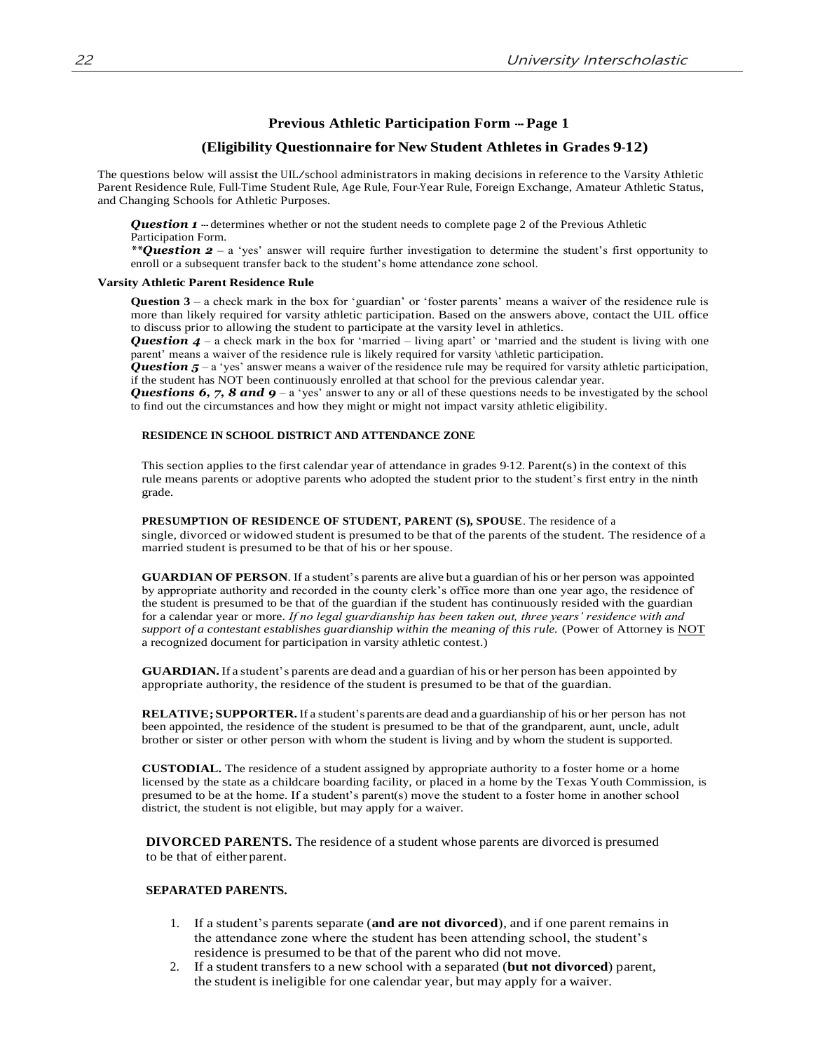## Previous Athletic Participation Form — Page 1

### (Eligibility Questionnaire for New Student Athletes in Grades 9-12)

The questions below will assist the UIL/school administrators in making decisions in reference to the Varsity Athletic Parent Residence Rule, Full-Time Student Rule, Age Rule, Four-Year Rule, Foreign Exchange, Amateur Athletic Status, and Changing Schools for Athletic Purposes.

***Question 1*** – determines whether or not the student needs to complete page 2 of the Previous Athletic Participation Form.

***\*\*Question 2*** – a 'yes' answer will require further investigation to determine the student's first opportunity to enroll or a subsequent transfer back to the student's home attendance zone school.

**Varsity Athletic Parent Residence Rule**

**Question 3** – a check mark in the box for 'guardian' or 'foster parents' means a waiver of the residence rule is more than likely required for varsity athletic participation. Based on the answers above, contact the UIL office to discuss prior to allowing the student to participate at the varsity level in athletics.

***Question 4*** – a check mark in the box for 'married – living apart' or 'married and the student is living with one parent' means a waiver of the residence rule is likely required for varsity \athletic participation.

***Question 5*** – a 'yes' answer means a waiver of the residence rule may be required for varsity athletic participation, if the student has NOT been continuously enrolled at that school for the previous calendar year.

***Questions 6, 7, 8 and 9*** – a 'yes' answer to any or all of these questions needs to be investigated by the school to find out the circumstances and how they might or might not impact varsity athletic eligibility.

**RESIDENCE IN SCHOOL DISTRICT AND ATTENDANCE ZONE**

This section applies to the first calendar year of attendance in grades 9-12. Parent(s) in the context of this rule means parents or adoptive parents who adopted the student prior to the student's first entry in the ninth grade.

**PRESUMPTION OF RESIDENCE OF STUDENT, PARENT (S), SPOUSE**. The residence of a single, divorced or widowed student is presumed to be that of the parents of the student. The residence of a married student is presumed to be that of his or her spouse.

**GUARDIAN OF PERSON**. If a student's parents are alive but a guardian of his or her person was appointed by appropriate authority and recorded in the county clerk's office more than one year ago, the residence of the student is presumed to be that of the guardian if the student has continuously resided with the guardian for a calendar year or more. *If no legal guardianship has been taken out, three years' residence with and support of a contestant establishes guardianship within the meaning of this rule.* (Power of Attorney is NOT a recognized document for participation in varsity athletic contest.)

**GUARDIAN.** If a student's parents are dead and a guardian of his or her person has been appointed by appropriate authority, the residence of the student is presumed to be that of the guardian.

**RELATIVE; SUPPORTER.** If a student's parents are dead and a guardianship of his or her person has not been appointed, the residence of the student is presumed to be that of the grandparent, aunt, uncle, adult brother or sister or other person with whom the student is living and by whom the student is supported.

**CUSTODIAL.** The residence of a student assigned by appropriate authority to a foster home or a home licensed by the state as a childcare boarding facility, or placed in a home by the Texas Youth Commission, is presumed to be at the home. If a student's parent(s) move the student to a foster home in another school district, the student is not eligible, but may apply for a waiver.

**DIVORCED PARENTS.** The residence of a student whose parents are divorced is presumed to be that of either parent.

**SEPARATED PARENTS.**

1. If a student's parents separate (**and are not divorced**), and if one parent remains in the attendance zone where the student has been attending school, the student's residence is presumed to be that of the parent who did not move.
2. If a student transfers to a new school with a separated (**but not divorced**) parent, the student is ineligible for one calendar year, but may apply for a waiver.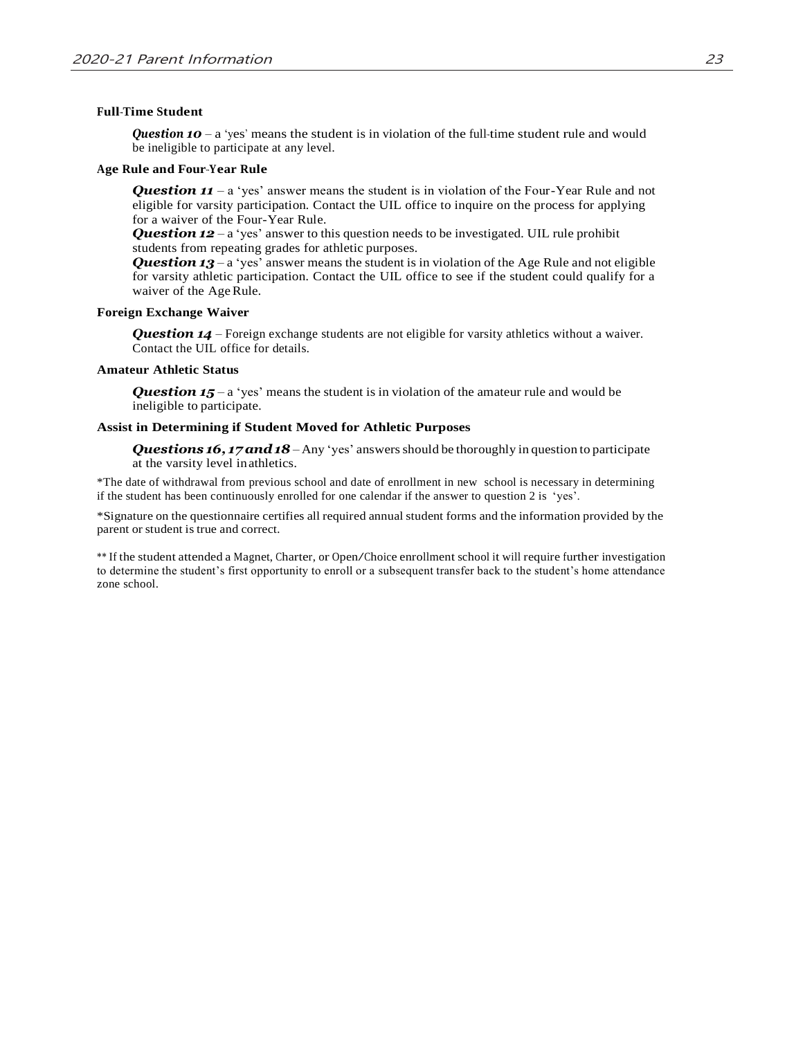**Full-Time Student**

*Question 10* – a 'yes' means the student is in violation of the full-time student rule and would be ineligible to participate at any level.

**Age Rule and Four-Year Rule**

*Question 11* – a 'yes' answer means the student is in violation of the Four-Year Rule and not eligible for varsity participation. Contact the UIL office to inquire on the process for applying for a waiver of the Four-Year Rule.

*Question 12* – a 'yes' answer to this question needs to be investigated. UIL rule prohibit students from repeating grades for athletic purposes.

*Question 13* – a 'yes' answer means the student is in violation of the Age Rule and not eligible for varsity athletic participation. Contact the UIL office to see if the student could qualify for a waiver of the Age Rule.

**Foreign Exchange Waiver**

*Question 14* – Foreign exchange students are not eligible for varsity athletics without a waiver. Contact the UIL office for details.

**Amateur Athletic Status**

*Question 15* – a 'yes' means the student is in violation of the amateur rule and would be ineligible to participate.

**Assist in Determining if Student Moved for Athletic Purposes**

*Questions 16, 17 and 18* – Any 'yes' answers should be thoroughly in question to participate at the varsity level in athletics.

*The date of withdrawal from previous school and date of enrollment in new school is necessary in determining if the student has been continuously enrolled for one calendar if the answer to question 2 is 'yes'.

*Signature on the questionnaire certifies all required annual student forms and the information provided by the parent or student is true and correct.

** If the student attended a Magnet, Charter, or Open/Choice enrollment school it will require further investigation to determine the student's first opportunity to enroll or a subsequent transfer back to the student's home attendance zone school.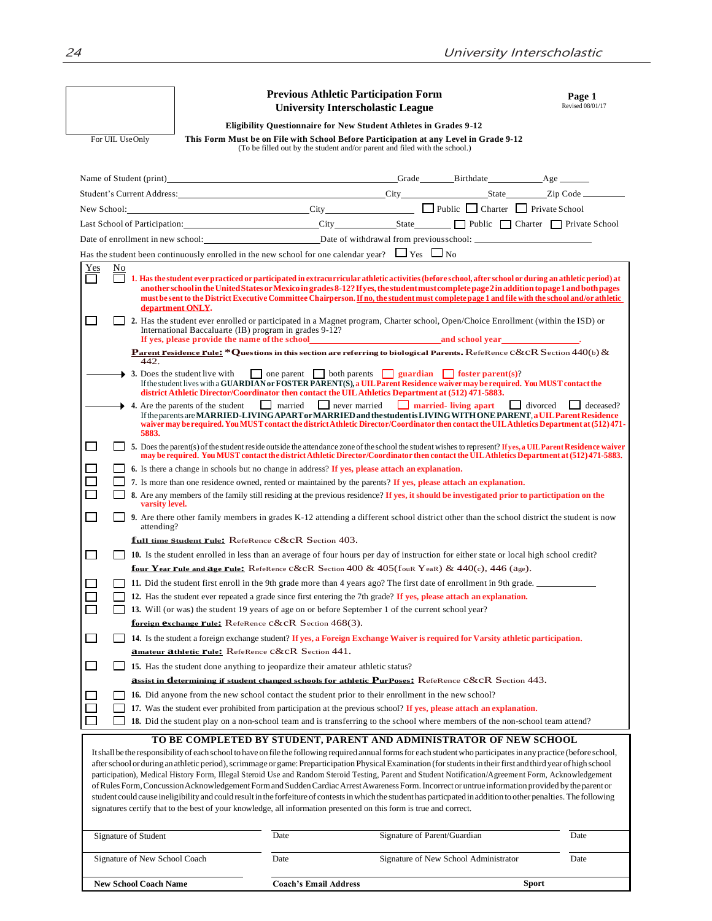For UIL Use Only

# Previous Athletic Participation Form
## University Interscholastic League

**Page 1**
Revised 08/01/17

**Eligibility Questionnaire for New Student Athletes in Grades 9-12**

**This Form Must be on File with School Before Participation at any Level in Grade 9-12**
(To be filled out by the student and/or parent and filed with the school.)

Name of Student (print)\_\_\_\_\_\_\_\_\_\_\_\_\_\_\_\_\_\_ Grade\_\_\_\_\_\_ Birthdate\_\_\_\_\_\_\_\_ Age \_\_\_\_\_\_

Student's Current Address:\_\_\_\_\_\_\_\_\_\_\_\_\_\_\_\_\_\_ City\_\_\_\_\_\_\_\_\_\_ State\_\_\_\_\_\_ Zip Code \_\_\_\_\_\_

New School:\_\_\_\_\_\_\_\_\_\_\_\_\_\_\_\_\_\_ City\_\_\_\_\_\_\_\_\_\_ ☐ Public ☐ Charter ☐ Private School

Last School of Participation:\_\_\_\_\_\_\_\_\_\_\_\_\_\_\_\_\_\_ City\_\_\_\_\_\_\_\_\_\_ State\_\_\_\_\_\_ ☐ Public ☐ Charter ☐ Private School

Date of enrollment in new school:\_\_\_\_\_\_\_\_\_\_\_\_\_\_\_\_\_\_ Date of withdrawal from previous school: \_\_\_\_\_\_\_\_\_\_\_\_\_\_\_\_\_\_

Has the student been continuously enrolled in the new school for one calendar year? ☐ Yes ☐ No

| Yes | No | |
|---|---|---|
| ☐ | ☐ | **1. Has the student ever practiced or participated in extracurricular athletic activities (before school, after school or during an athletic period) at another school in the United States or Mexico in grades 8-12? If yes, the student must complete page 2 in addition to page 1 and both pages must be sent to the District Executive Committee Chairperson. If no, the student must complete page 1 and file with the school and/or athletic department ONLY.** |
| ☐ | ☐ | 2. Has the student ever enrolled or participated in a Magnet program, Charter school, Open/Choice Enrollment (within the ISD) or International Baccaluarte (IB) program in grades 9-12? **If yes, please provide the name of the school\_\_\_\_\_\_\_\_\_\_\_\_\_\_ and school year\_\_\_\_\_\_\_\_\_\_.** |
| | | **Parent Residence Rule:** ***Questions in this section are referring to biological Parents.** Reference C&CR Section 440(b) & 442. |
| → | | 3. Does the student live with ☐ one parent ☐ both parents ☐ **guardian** ☐ **foster parent(s)**? **If the student lives with a GUARDIAN or FOSTER PARENT(S), a UIL Parent Residence waiver may be required. You MUST contact the district Athletic Director/Coordinator then contact the UIL Athletics Department at (512) 471-5883.** |
| → | | 4. Are the parents of the student ☐ married ☐ never married ☐ **married- living apart** ☐ divorced ☐ deceased? **If the parents are MARRIED-LIVING APART or MARRIED and the student is LIVING WITH ONE PARENT, a UIL Parent Residence waiver may be required. You MUST contact the district Athletic Director/Coordinator then contact the UIL Athletics Department at (512) 471-5883.** |
| ☐ | ☐ | 5. Does the parent(s) of the student reside outside the attendance zone of the school the student wishes to represent? **If yes, a UIL Parent Residence waiver may be required. You MUST contact the district Athletic Director/Coordinator then contact the UIL Athletics Department at (512) 471-5883.** |
| ☐ | ☐ | 6. Is there a change in schools but no change in address? **If yes, please attach an explanation.** |
| ☐ | ☐ | 7. Is more than one residence owned, rented or maintained by the parents? **If yes, please attach an explanation.** |
| ☐ | ☐ | 8. Are any members of the family still residing at the previous residence? **If yes, it should be investigated prior to partticipation on the varsity level.** |
| ☐ | ☐ | 9. Are there other family members in grades K-12 attending a different school district other than the school district the student is now attending? |
| | | **Full time Student Rule:** Reference C&CR Section 403. |
| ☐ | ☐ | 10. Is the student enrolled in less than an average of four hours per day of instruction for either state or local high school credit? |
| | | **Four Year Rule and Age Rule:** Reference C&CR Section 400 & 405(Four Year) & 440(c), 446 (Age). |
| ☐ | ☐ | 11. Did the student first enroll in the 9th grade more than 4 years ago? The first date of enrollment in 9th grade. \_\_\_\_\_\_\_\_\_\_ |
| ☐ | ☐ | 12. Has the student ever repeated a grade since first entering the 7th grade? **If yes, please attach an explanation.** |
| ☐ | ☐ | 13. Will (or was) the student 19 years of age on or before September 1 of the current school year? |
| | | **Foreign Exchange Rule:** Reference C&CR Section 468(3). |
| ☐ | ☐ | 14. Is the student a foreign exchange student? **If yes, a Foreign Exchange Waiver is required for Varsity athletic participation.** |
| | | **Amateur Athletic Rule:** Reference C&CR Section 441. |
| ☐ | ☐ | 15. Has the student done anything to jeopardize their amateur athletic status? |
| | | **Assist in determining if student changed schools for athletic Purposes:** Reference C&CR Section 443. |
| ☐ | ☐ | 16. Did anyone from the new school contact the student prior to their enrollment in the new school? |
| ☐ | ☐ | 17. Was the student ever prohibited from participation at the previous school? **If yes, please attach an explanation.** |
| ☐ | ☐ | 18. Did the student play on a non-school team and is transferring to the school where members of the non-school team attend? |

## TO BE COMPLETED BY STUDENT, PARENT AND ADMINISTRATOR OF NEW SCHOOL

It shall be the responsibility of each school to have on file the following required annual forms for each student who participates in any practice (before school, after school or during an athletic period), scrimmage or game: Preparticipation Physical Examination (for students in their first and third year of high school participation), Medical History Form, Illegal Steroid Use and Random Steroid Testing, Parent and Student Notification/Agreement Form, Acknowledgement of Rules Form, Concussion Acknowledgement Form and Sudden Cardiac Arrest Awareness Form. Incorrect or untrue information provided by the parent or student could cause ineligibility and could result in the forfeiture of contests in which the student has particpated in addition to other penalties. The following signatures certify that to the best of your knowledge, all information presented on this form is true and correct.

| | | | |
|---|---|---|---|
| Signature of Student | Date | Signature of Parent/Guardian | Date |
| Signature of New School Coach | Date | Signature of New School Administrator | Date |
| **New School Coach Name** | **Coach's Email Address** | **Sport** | |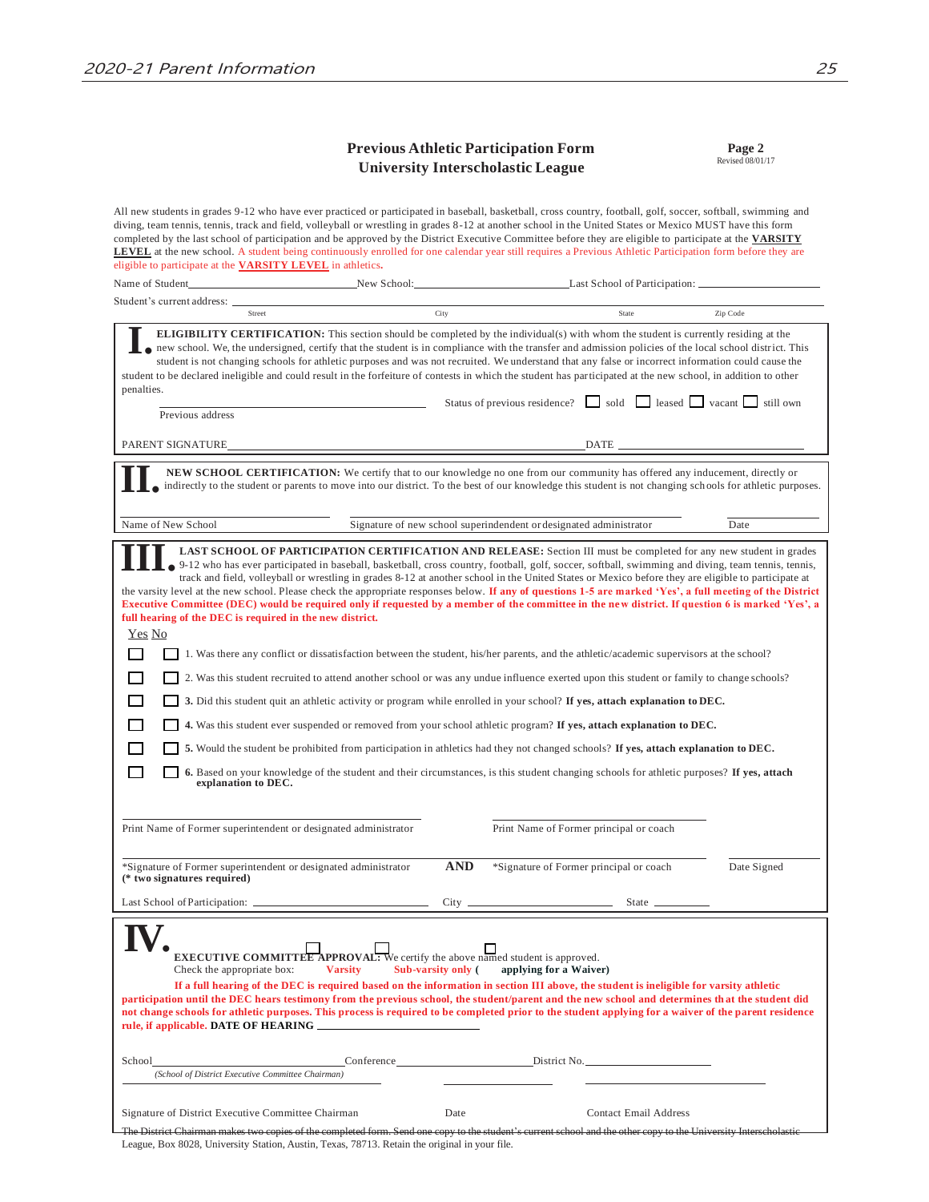## Previous Athletic Participation Form
## University Interscholastic League

**Page 2**
Revised 08/01/17

All new students in grades 9-12 who have ever practiced or participated in baseball, basketball, cross country, football, golf, soccer, softball, swimming and diving, team tennis, tennis, track and field, volleyball or wrestling in grades 8-12 at another school in the United States or Mexico MUST have this form completed by the last school of participation and be approved by the District Executive Committee before they are eligible to participate at the **VARSITY LEVEL** at the new school. A student being continuously enrolled for one calendar year still requires a Previous Athletic Participation form before they are eligible to participate at the **VARSITY LEVEL** in athletics.

Name of Student_______________ New School:_______________ Last School of Participation: _______________

Student's current address: _______________
Street | City | State | Zip Code

### I. ELIGIBILITY CERTIFICATION

**ELIGIBILITY CERTIFICATION:** This section should be completed by the individual(s) with whom the student is currently residing at the new school. We, the undersigned, certify that the student is in compliance with the transfer and admission policies of the local school district. This student is not changing schools for athletic purposes and was not recruited. We understand that any false or incorrect information could cause the student to be declared ineligible and could result in the forfeiture of contests in which the student has participated at the new school, in addition to other penalties.

_______________
Previous address

Status of previous residence? ☐ sold ☐ leased ☐ vacant ☐ still own

PARENT SIGNATURE_______________ DATE _______________

### II. NEW SCHOOL CERTIFICATION

**NEW SCHOOL CERTIFICATION:** We certify that to our knowledge no one from our community has offered any inducement, directly or indirectly to the student or parents to move into our district. To the best of our knowledge this student is not changing schools for athletic purposes.

_______________ Name of New School | _______________ Signature of new school superindendent or designated administrator | _______________ Date

### III. LAST SCHOOL OF PARTICIPATION CERTIFICATION AND RELEASE

**LAST SCHOOL OF PARTICIPATION CERTIFICATION AND RELEASE:** Section III must be completed for any new student in grades 9-12 who has ever participated in baseball, basketball, cross country, football, golf, soccer, softball, swimming and diving, team tennis, tennis, track and field, volleyball or wrestling in grades 8-12 at another school in the United States or Mexico before they are eligible to participate at the varsity level at the new school. Please check the appropriate responses below. **If any of questions 1-5 are marked 'Yes', a full meeting of the District Executive Committee (DEC) would be required only if requested by a member of the committee in the new district. If question 6 is marked 'Yes', a full hearing of the DEC is required in the new district.**

Yes No

☐ ☐ 1. Was there any conflict or dissatisfaction between the student, his/her parents, and the athletic/academic supervisors at the school?

☐ ☐ 2. Was this student recruited to attend another school or was any undue influence exerted upon this student or family to change schools?

☐ ☐ **3.** Did this student quit an athletic activity or program while enrolled in your school? **If yes, attach explanation to DEC.**

☐ ☐ **4.** Was this student ever suspended or removed from your school athletic program? **If yes, attach explanation to DEC.**

☐ ☐ **5.** Would the student be prohibited from participation in athletics had they not changed schools? **If yes, attach explanation to DEC.**

☐ ☐ **6.** Based on your knowledge of the student and their circumstances, is this student changing schools for athletic purposes? **If yes, attach explanation to DEC.**

_______________ Print Name of Former superintendent or designated administrator | _______________ Print Name of Former principal or coach

_______________ *Signature of Former superintendent or designated administrator **(* two signatures required)** | **AND** | _______________ *Signature of Former principal or coach | _______________ Date Signed

Last School of Participation: _______________ City _______________ State _______________

### IV. EXECUTIVE COMMITTEE APPROVAL

**EXECUTIVE COMMITTEE APPROVAL:** We certify the above named student is approved.
Check the appropriate box: ☐ **Varsity** ☐ **Sub-varsity only** (☐ **applying for a Waiver)**

**If a full hearing of the DEC is required based on the information in section III above, the student is ineligible for varsity athletic participation until the DEC hears testimony from the previous school, the student/parent and the new school and determines that the student did not change schools for athletic purposes. This process is required to be completed prior to the student applying for a waiver of the parent residence rule, if applicable. DATE OF HEARING** _______________

School_______________ Conference_______________ District No._______________
*(School of District Executive Committee Chairman)*

_______________ Signature of District Executive Committee Chairman | _______________ Date | _______________ Contact Email Address

The District Chairman makes two copies of the completed form. Send one copy to the student's current school and the other copy to the University Interscholastic League, Box 8028, University Station, Austin, Texas, 78713. Retain the original in your file.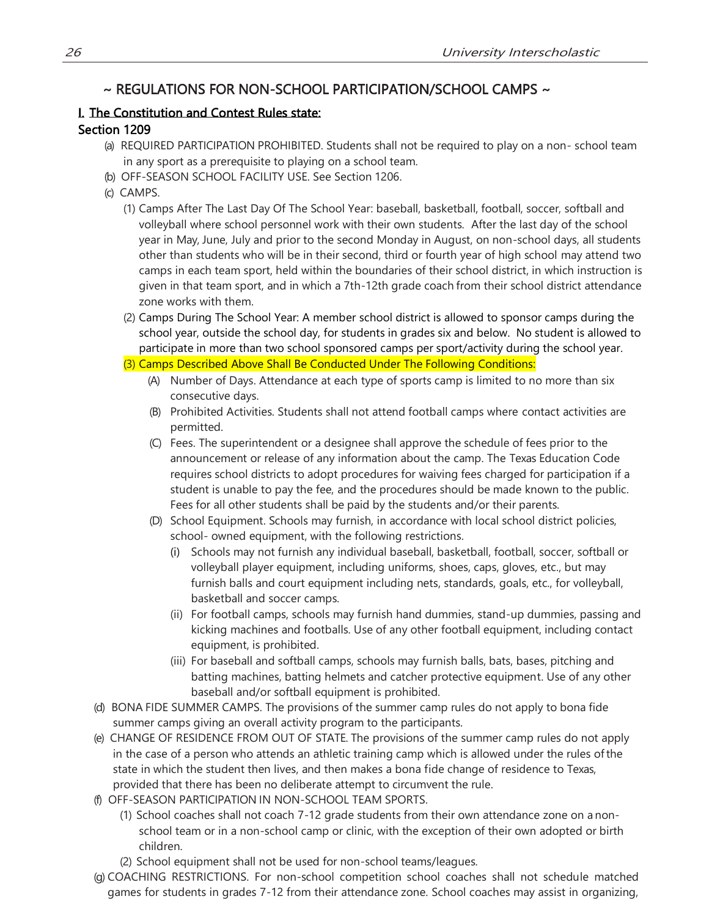## ~ REGULATIONS FOR NON-SCHOOL PARTICIPATION/SCHOOL CAMPS ~

### I. The Constitution and Contest Rules state:

### Section 1209

(a) REQUIRED PARTICIPATION PROHIBITED. Students shall not be required to play on a non- school team in any sport as a prerequisite to playing on a school team.

(b) OFF-SEASON SCHOOL FACILITY USE. See Section 1206.

(c) CAMPS.

(1) Camps After The Last Day Of The School Year: baseball, basketball, football, soccer, softball and volleyball where school personnel work with their own students. After the last day of the school year in May, June, July and prior to the second Monday in August, on non-school days, all students other than students who will be in their second, third or fourth year of high school may attend two camps in each team sport, held within the boundaries of their school district, in which instruction is given in that team sport, and in which a 7th-12th grade coach from their school district attendance zone works with them.

(2) Camps During The School Year: A member school district is allowed to sponsor camps during the school year, outside the school day, for students in grades six and below. No student is allowed to participate in more than two school sponsored camps per sport/activity during the school year.

(3) Camps Described Above Shall Be Conducted Under The Following Conditions:

(A) Number of Days. Attendance at each type of sports camp is limited to no more than six consecutive days.

(B) Prohibited Activities. Students shall not attend football camps where contact activities are permitted.

(C) Fees. The superintendent or a designee shall approve the schedule of fees prior to the announcement or release of any information about the camp. The Texas Education Code requires school districts to adopt procedures for waiving fees charged for participation if a student is unable to pay the fee, and the procedures should be made known to the public. Fees for all other students shall be paid by the students and/or their parents.

(D) School Equipment. Schools may furnish, in accordance with local school district policies, school- owned equipment, with the following restrictions.

(i) Schools may not furnish any individual baseball, basketball, football, soccer, softball or volleyball player equipment, including uniforms, shoes, caps, gloves, etc., but may furnish balls and court equipment including nets, standards, goals, etc., for volleyball, basketball and soccer camps.

(ii) For football camps, schools may furnish hand dummies, stand-up dummies, passing and kicking machines and footballs. Use of any other football equipment, including contact equipment, is prohibited.

(iii) For baseball and softball camps, schools may furnish balls, bats, bases, pitching and batting machines, batting helmets and catcher protective equipment. Use of any other baseball and/or softball equipment is prohibited.

(d) BONA FIDE SUMMER CAMPS. The provisions of the summer camp rules do not apply to bona fide summer camps giving an overall activity program to the participants.

(e) CHANGE OF RESIDENCE FROM OUT OF STATE. The provisions of the summer camp rules do not apply in the case of a person who attends an athletic training camp which is allowed under the rules of the state in which the student then lives, and then makes a bona fide change of residence to Texas, provided that there has been no deliberate attempt to circumvent the rule.

(f) OFF-SEASON PARTICIPATION IN NON-SCHOOL TEAM SPORTS.

(1) School coaches shall not coach 7-12 grade students from their own attendance zone on a non-school team or in a non-school camp or clinic, with the exception of their own adopted or birth children.

(2) School equipment shall not be used for non-school teams/leagues.

(g) COACHING RESTRICTIONS. For non-school competition school coaches shall not schedule matched games for students in grades 7-12 from their attendance zone. School coaches may assist in organizing,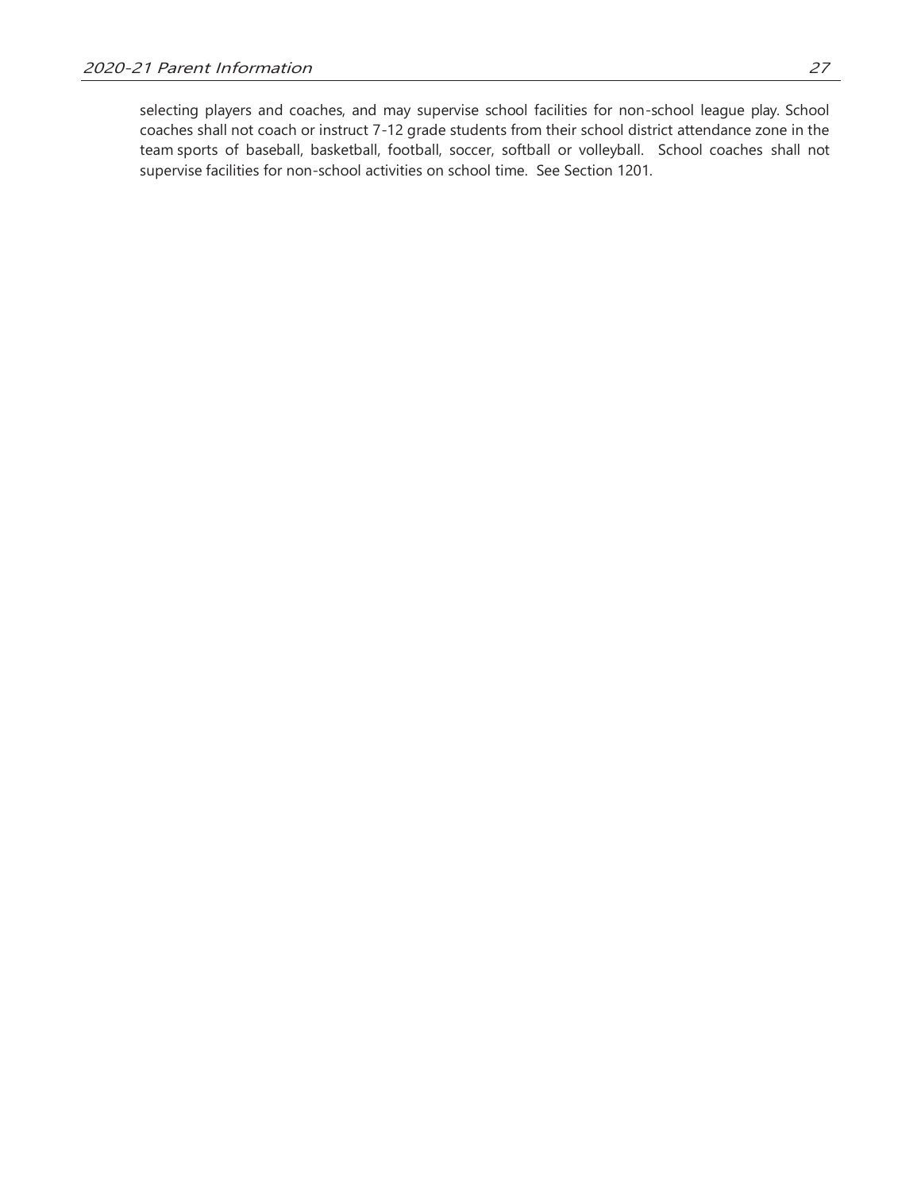selecting players and coaches, and may supervise school facilities for non-school league play. School coaches shall not coach or instruct 7-12 grade students from their school district attendance zone in the team sports of baseball, basketball, football, soccer, softball or volleyball. School coaches shall not supervise facilities for non-school activities on school time. See Section 1201.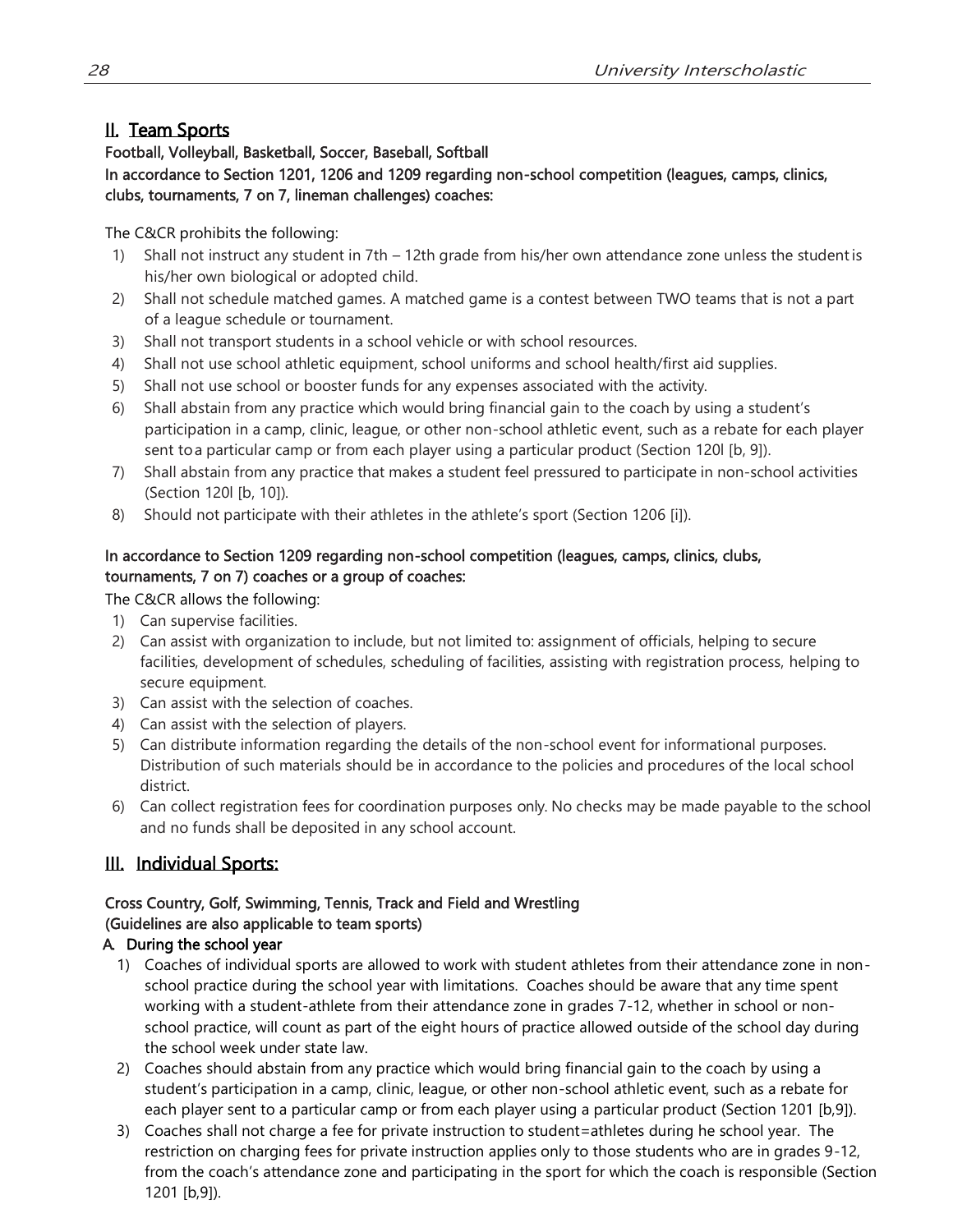## II. Team Sports

**Football, Volleyball, Basketball, Soccer, Baseball, Softball**

**In accordance to Section 1201, 1206 and 1209 regarding non-school competition (leagues, camps, clinics, clubs, tournaments, 7 on 7, lineman challenges) coaches:**

The C&CR prohibits the following:

1) Shall not instruct any student in 7th – 12th grade from his/her own attendance zone unless the student is his/her own biological or adopted child.
2) Shall not schedule matched games. A matched game is a contest between TWO teams that is not a part of a league schedule or tournament.
3) Shall not transport students in a school vehicle or with school resources.
4) Shall not use school athletic equipment, school uniforms and school health/first aid supplies.
5) Shall not use school or booster funds for any expenses associated with the activity.
6) Shall abstain from any practice which would bring financial gain to the coach by using a student's participation in a camp, clinic, league, or other non-school athletic event, such as a rebate for each player sent to a particular camp or from each player using a particular product (Section 120l [b, 9]).
7) Shall abstain from any practice that makes a student feel pressured to participate in non-school activities (Section 120l [b, 10]).
8) Should not participate with their athletes in the athlete's sport (Section 1206 [i]).

**In accordance to Section 1209 regarding non-school competition (leagues, camps, clinics, clubs, tournaments, 7 on 7) coaches or a group of coaches:**

The C&CR allows the following:

1) Can supervise facilities.
2) Can assist with organization to include, but not limited to: assignment of officials, helping to secure facilities, development of schedules, scheduling of facilities, assisting with registration process, helping to secure equipment.
3) Can assist with the selection of coaches.
4) Can assist with the selection of players.
5) Can distribute information regarding the details of the non-school event for informational purposes. Distribution of such materials should be in accordance to the policies and procedures of the local school district.
6) Can collect registration fees for coordination purposes only. No checks may be made payable to the school and no funds shall be deposited in any school account.

## III. Individual Sports:

**Cross Country, Golf, Swimming, Tennis, Track and Field and Wrestling**
**(Guidelines are also applicable to team sports)**

**A. During the school year**

1) Coaches of individual sports are allowed to work with student athletes from their attendance zone in non-school practice during the school year with limitations. Coaches should be aware that any time spent working with a student-athlete from their attendance zone in grades 7-12, whether in school or non-school practice, will count as part of the eight hours of practice allowed outside of the school day during the school week under state law.
2) Coaches should abstain from any practice which would bring financial gain to the coach by using a student's participation in a camp, clinic, league, or other non-school athletic event, such as a rebate for each player sent to a particular camp or from each player using a particular product (Section 1201 [b,9]).
3) Coaches shall not charge a fee for private instruction to student=athletes during he school year. The restriction on charging fees for private instruction applies only to those students who are in grades 9-12, from the coach's attendance zone and participating in the sport for which the coach is responsible (Section 1201 [b,9]).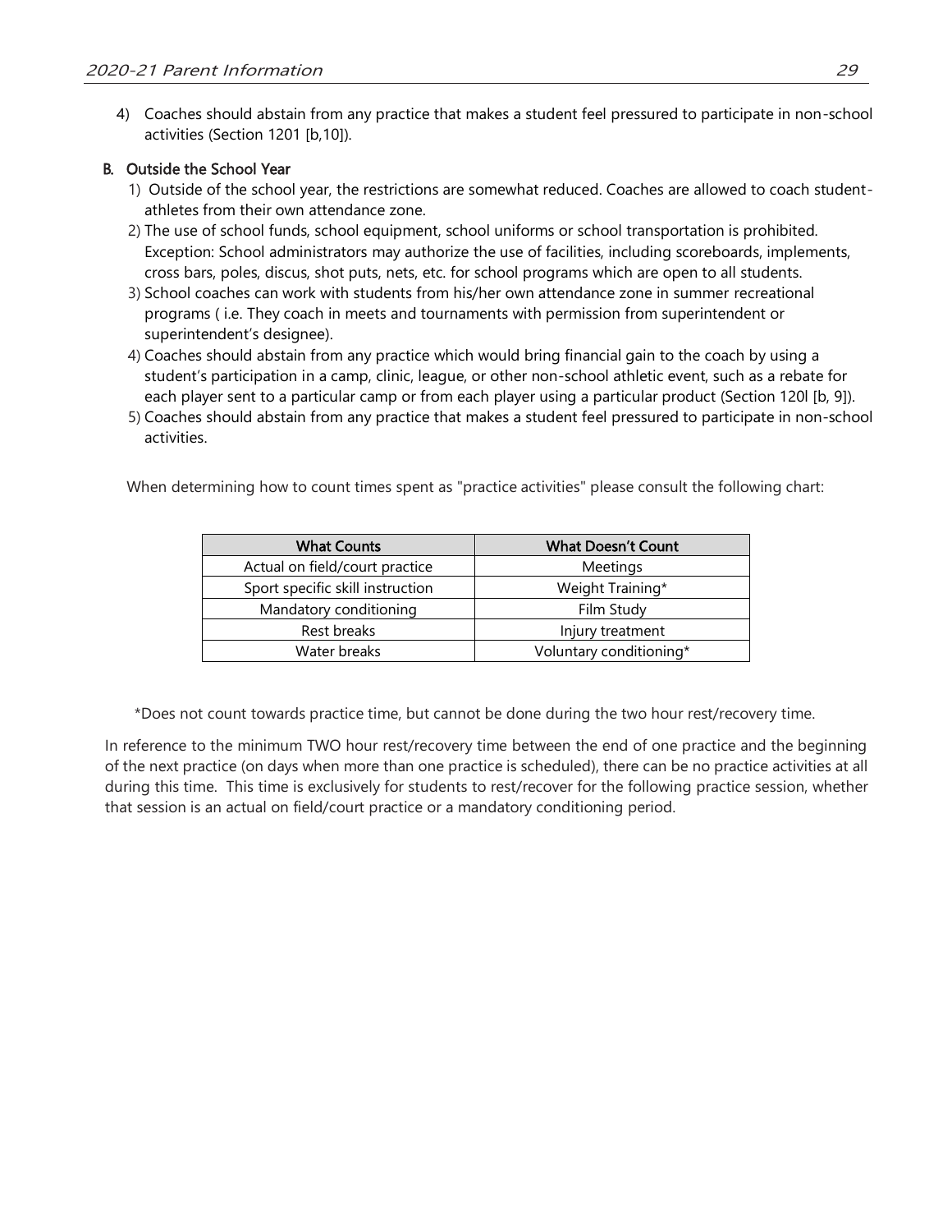4) Coaches should abstain from any practice that makes a student feel pressured to participate in non-school activities (Section 1201 [b,10]).

**B. Outside the School Year**

1) Outside of the school year, the restrictions are somewhat reduced. Coaches are allowed to coach student-athletes from their own attendance zone.
2) The use of school funds, school equipment, school uniforms or school transportation is prohibited. Exception: School administrators may authorize the use of facilities, including scoreboards, implements, cross bars, poles, discus, shot puts, nets, etc. for school programs which are open to all students.
3) School coaches can work with students from his/her own attendance zone in summer recreational programs ( i.e. They coach in meets and tournaments with permission from superintendent or superintendent's designee).
4) Coaches should abstain from any practice which would bring financial gain to the coach by using a student's participation in a camp, clinic, league, or other non-school athletic event, such as a rebate for each player sent to a particular camp or from each player using a particular product (Section 120l [b, 9]).
5) Coaches should abstain from any practice that makes a student feel pressured to participate in non-school activities.

When determining how to count times spent as "practice activities" please consult the following chart:

| What Counts | What Doesn't Count |
|---|---|
| Actual on field/court practice | Meetings |
| Sport specific skill instruction | Weight Training* |
| Mandatory conditioning | Film Study |
| Rest breaks | Injury treatment |
| Water breaks | Voluntary conditioning* |

*Does not count towards practice time, but cannot be done during the two hour rest/recovery time.

In reference to the minimum TWO hour rest/recovery time between the end of one practice and the beginning of the next practice (on days when more than one practice is scheduled), there can be no practice activities at all during this time. This time is exclusively for students to rest/recover for the following practice session, whether that session is an actual on field/court practice or a mandatory conditioning period.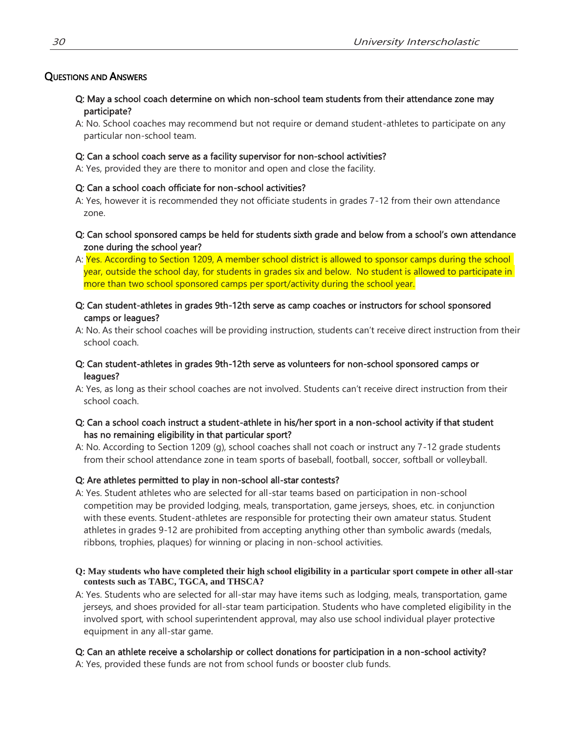## QUESTIONS AND ANSWERS

**Q: May a school coach determine on which non-school team students from their attendance zone may participate?**

A: No. School coaches may recommend but not require or demand student-athletes to participate on any particular non-school team.

**Q: Can a school coach serve as a facility supervisor for non-school activities?**

A: Yes, provided they are there to monitor and open and close the facility.

**Q: Can a school coach officiate for non-school activities?**

A: Yes, however it is recommended they not officiate students in grades 7-12 from their own attendance zone.

**Q: Can school sponsored camps be held for students sixth grade and below from a school's own attendance zone during the school year?**

A: Yes. According to Section 1209, A member school district is allowed to sponsor camps during the school year, outside the school day, for students in grades six and below. No student is allowed to participate in more than two school sponsored camps per sport/activity during the school year.

**Q: Can student-athletes in grades 9th-12th serve as camp coaches or instructors for school sponsored camps or leagues?**

A: No. As their school coaches will be providing instruction, students can't receive direct instruction from their school coach.

**Q: Can student-athletes in grades 9th-12th serve as volunteers for non-school sponsored camps or leagues?**

A: Yes, as long as their school coaches are not involved. Students can't receive direct instruction from their school coach.

**Q: Can a school coach instruct a student-athlete in his/her sport in a non-school activity if that student has no remaining eligibility in that particular sport?**

A: No. According to Section 1209 (g), school coaches shall not coach or instruct any 7-12 grade students from their school attendance zone in team sports of baseball, football, soccer, softball or volleyball.

**Q: Are athletes permitted to play in non-school all-star contests?**

A: Yes. Student athletes who are selected for all-star teams based on participation in non-school competition may be provided lodging, meals, transportation, game jerseys, shoes, etc. in conjunction with these events. Student-athletes are responsible for protecting their own amateur status. Student athletes in grades 9-12 are prohibited from accepting anything other than symbolic awards (medals, ribbons, trophies, plaques) for winning or placing in non-school activities.

**Q: May students who have completed their high school eligibility in a particular sport compete in other all-star contests such as TABC, TGCA, and THSCA?**

A: Yes. Students who are selected for all-star may have items such as lodging, meals, transportation, game jerseys, and shoes provided for all-star team participation. Students who have completed eligibility in the involved sport, with school superintendent approval, may also use school individual player protective equipment in any all-star game.

**Q: Can an athlete receive a scholarship or collect donations for participation in a non-school activity?**

A: Yes, provided these funds are not from school funds or booster club funds.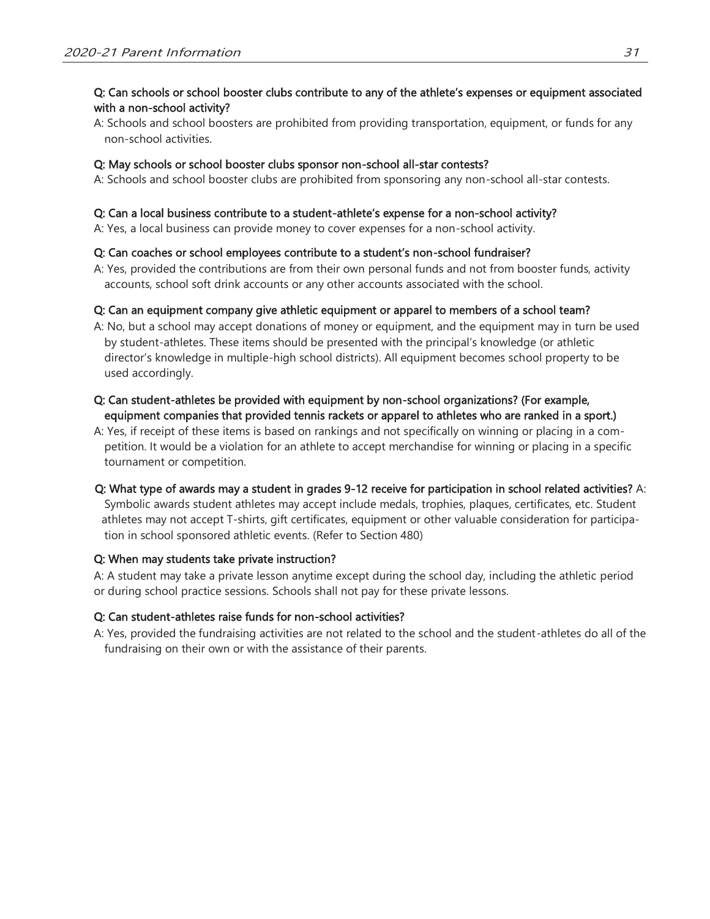**Q: Can schools or school booster clubs contribute to any of the athlete's expenses or equipment associated with a non-school activity?**

A: Schools and school boosters are prohibited from providing transportation, equipment, or funds for any non-school activities.

**Q: May schools or school booster clubs sponsor non-school all-star contests?**

A: Schools and school booster clubs are prohibited from sponsoring any non-school all-star contests.

**Q: Can a local business contribute to a student-athlete's expense for a non-school activity?**

A: Yes, a local business can provide money to cover expenses for a non-school activity.

**Q: Can coaches or school employees contribute to a student's non-school fundraiser?**

A: Yes, provided the contributions are from their own personal funds and not from booster funds, activity accounts, school soft drink accounts or any other accounts associated with the school.

**Q: Can an equipment company give athletic equipment or apparel to members of a school team?**

A: No, but a school may accept donations of money or equipment, and the equipment may in turn be used by student-athletes. These items should be presented with the principal's knowledge (or athletic director's knowledge in multiple-high school districts). All equipment becomes school property to be used accordingly.

**Q: Can student-athletes be provided with equipment by non-school organizations? (For example, equipment companies that provided tennis rackets or apparel to athletes who are ranked in a sport.)**

A: Yes, if receipt of these items is based on rankings and not specifically on winning or placing in a competition. It would be a violation for an athlete to accept merchandise for winning or placing in a specific tournament or competition.

**Q: What type of awards may a student in grades 9-12 receive for participation in school related activities?** A: Symbolic awards student athletes may accept include medals, trophies, plaques, certificates, etc. Student athletes may not accept T-shirts, gift certificates, equipment or other valuable consideration for participation in school sponsored athletic events. (Refer to Section 480)

**Q: When may students take private instruction?**

A: A student may take a private lesson anytime except during the school day, including the athletic period or during school practice sessions. Schools shall not pay for these private lessons.

**Q: Can student-athletes raise funds for non-school activities?**

A: Yes, provided the fundraising activities are not related to the school and the student-athletes do all of the fundraising on their own or with the assistance of their parents.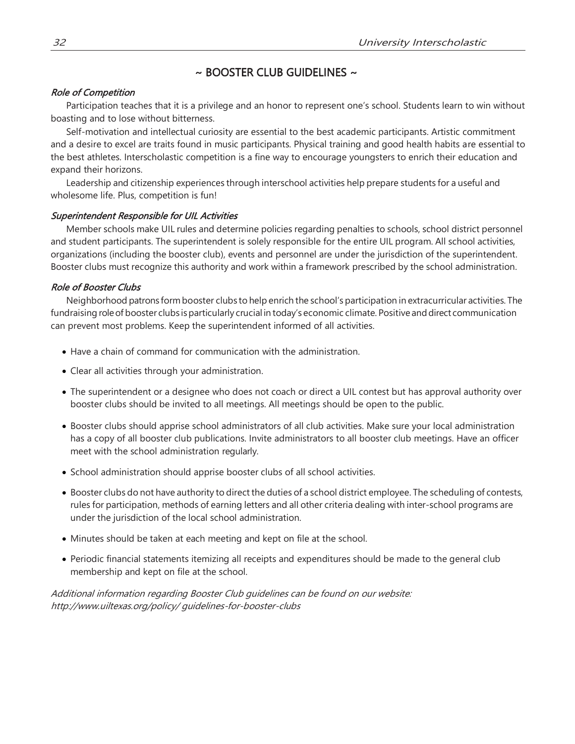# ~ BOOSTER CLUB GUIDELINES ~

### *Role of Competition*

Participation teaches that it is a privilege and an honor to represent one's school. Students learn to win without boasting and to lose without bitterness.

Self-motivation and intellectual curiosity are essential to the best academic participants. Artistic commitment and a desire to excel are traits found in music participants. Physical training and good health habits are essential to the best athletes. Interscholastic competition is a fine way to encourage youngsters to enrich their education and expand their horizons.

Leadership and citizenship experiences through interschool activities help prepare students for a useful and wholesome life. Plus, competition is fun!

### *Superintendent Responsible for UIL Activities*

Member schools make UIL rules and determine policies regarding penalties to schools, school district personnel and student participants. The superintendent is solely responsible for the entire UIL program. All school activities, organizations (including the booster club), events and personnel are under the jurisdiction of the superintendent. Booster clubs must recognize this authority and work within a framework prescribed by the school administration.

### *Role of Booster Clubs*

Neighborhood patrons form booster clubs to help enrich the school's participation in extracurricular activities. The fundraising role of booster clubs is particularly crucial in today's economic climate. Positive and direct communication can prevent most problems. Keep the superintendent informed of all activities.

- Have a chain of command for communication with the administration.
- Clear all activities through your administration.
- The superintendent or a designee who does not coach or direct a UIL contest but has approval authority over booster clubs should be invited to all meetings. All meetings should be open to the public.
- Booster clubs should apprise school administrators of all club activities. Make sure your local administration has a copy of all booster club publications. Invite administrators to all booster club meetings. Have an officer meet with the school administration regularly.
- School administration should apprise booster clubs of all school activities.
- Booster clubs do not have authority to direct the duties of a school district employee. The scheduling of contests, rules for participation, methods of earning letters and all other criteria dealing with inter-school programs are under the jurisdiction of the local school administration.
- Minutes should be taken at each meeting and kept on file at the school.
- Periodic financial statements itemizing all receipts and expenditures should be made to the general club membership and kept on file at the school.

*Additional information regarding Booster Club guidelines can be found on our website: http://www.uiltexas.org/policy/ guidelines-for-booster-clubs*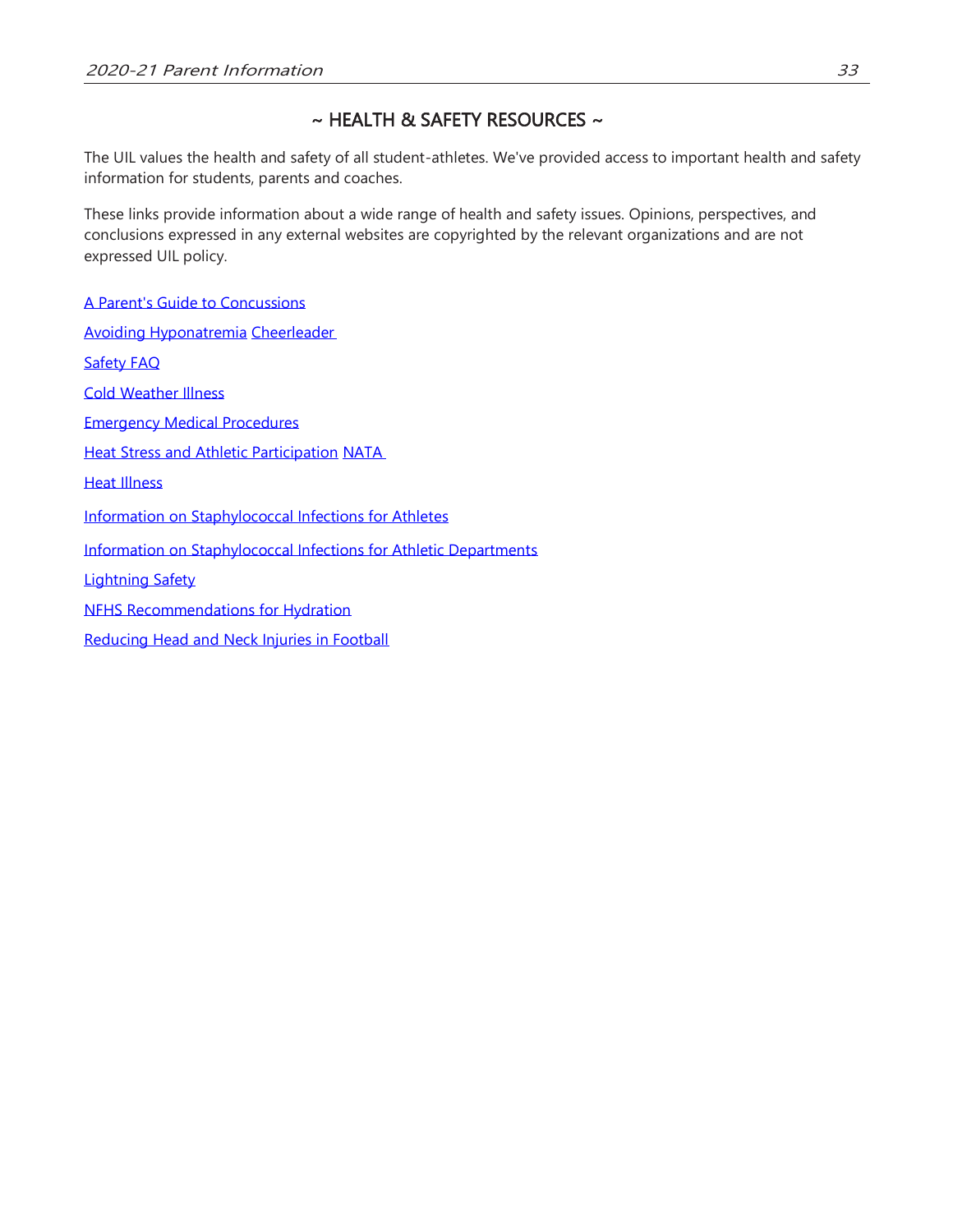## ~ HEALTH & SAFETY RESOURCES ~

The UIL values the health and safety of all student-athletes. We've provided access to important health and safety information for students, parents and coaches.

These links provide information about a wide range of health and safety issues. Opinions, perspectives, and conclusions expressed in any external websites are copyrighted by the relevant organizations and are not expressed UIL policy.

A Parent's Guide to Concussions

Avoiding Hyponatremia Cheerleader

Safety FAQ

Cold Weather Illness

Emergency Medical Procedures

Heat Stress and Athletic Participation NATA

Heat Illness

Information on Staphylococcal Infections for Athletes

Information on Staphylococcal Infections for Athletic Departments

Lightning Safety

NFHS Recommendations for Hydration

Reducing Head and Neck Injuries in Football